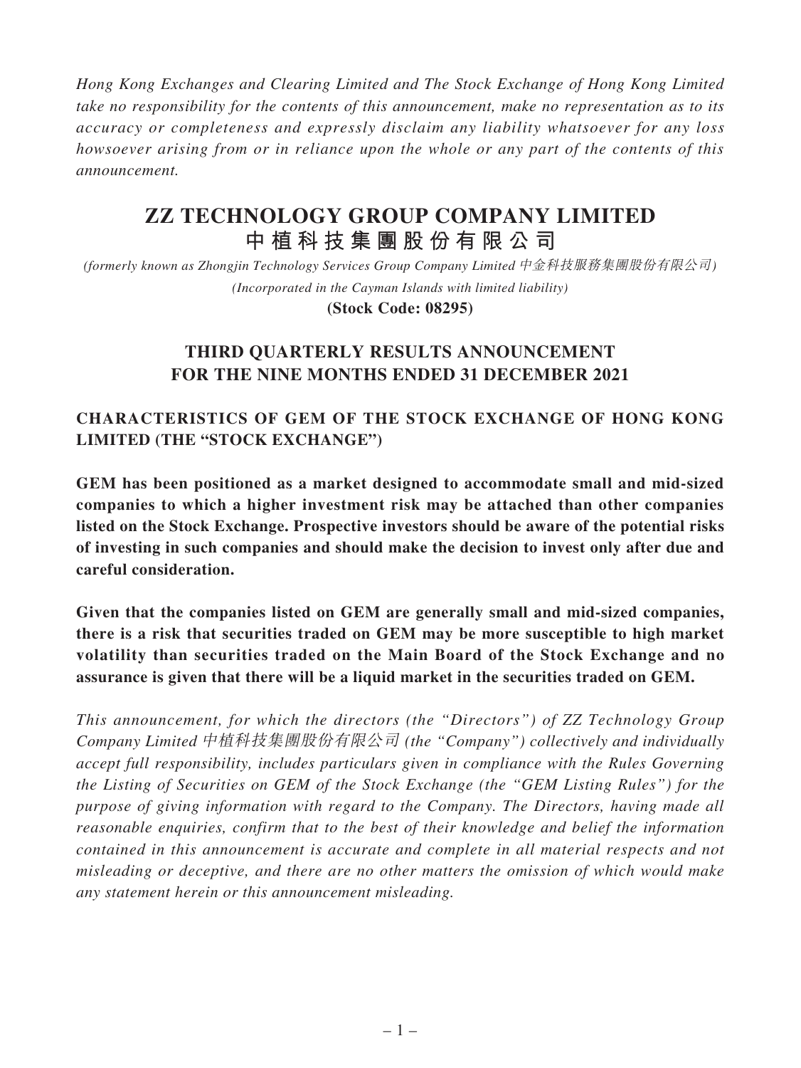*Hong Kong Exchanges and Clearing Limited and The Stock Exchange of Hong Kong Limited take no responsibility for the contents of this announcement, make no representation as to its accuracy or completeness and expressly disclaim any liability whatsoever for any loss howsoever arising from or in reliance upon the whole or any part of the contents of this announcement.*

# ZZ TECHNOLOGY GROUP COMPANY LIMITED
# 中植科技集團股份有限公司

*(formerly known as Zhongjin Technology Services Group Company Limited 中金科技服務集團股份有限公司)*

*(Incorporated in the Cayman Islands with limited liability)*

**(Stock Code: 08295)**

## THIRD QUARTERLY RESULTS ANNOUNCEMENT FOR THE NINE MONTHS ENDED 31 DECEMBER 2021

### CHARACTERISTICS OF GEM OF THE STOCK EXCHANGE OF HONG KONG LIMITED (THE "STOCK EXCHANGE")

**GEM has been positioned as a market designed to accommodate small and mid-sized companies to which a higher investment risk may be attached than other companies listed on the Stock Exchange. Prospective investors should be aware of the potential risks of investing in such companies and should make the decision to invest only after due and careful consideration.**

**Given that the companies listed on GEM are generally small and mid-sized companies, there is a risk that securities traded on GEM may be more susceptible to high market volatility than securities traded on the Main Board of the Stock Exchange and no assurance is given that there will be a liquid market in the securities traded on GEM.**

*This announcement, for which the directors (the "Directors") of ZZ Technology Group Company Limited 中植科技集團股份有限公司 (the "Company") collectively and individually accept full responsibility, includes particulars given in compliance with the Rules Governing the Listing of Securities on GEM of the Stock Exchange (the "GEM Listing Rules") for the purpose of giving information with regard to the Company. The Directors, having made all reasonable enquiries, confirm that to the best of their knowledge and belief the information contained in this announcement is accurate and complete in all material respects and not misleading or deceptive, and there are no other matters the omission of which would make any statement herein or this announcement misleading.*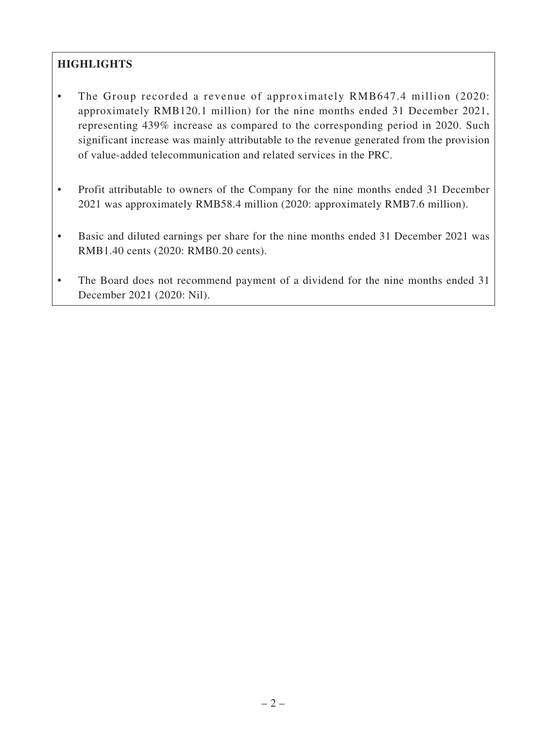## HIGHLIGHTS

- The Group recorded a revenue of approximately RMB647.4 million (2020: approximately RMB120.1 million) for the nine months ended 31 December 2021, representing 439% increase as compared to the corresponding period in 2020. Such significant increase was mainly attributable to the revenue generated from the provision of value-added telecommunication and related services in the PRC.
- Profit attributable to owners of the Company for the nine months ended 31 December 2021 was approximately RMB58.4 million (2020: approximately RMB7.6 million).
- Basic and diluted earnings per share for the nine months ended 31 December 2021 was RMB1.40 cents (2020: RMB0.20 cents).
- The Board does not recommend payment of a dividend for the nine months ended 31 December 2021 (2020: Nil).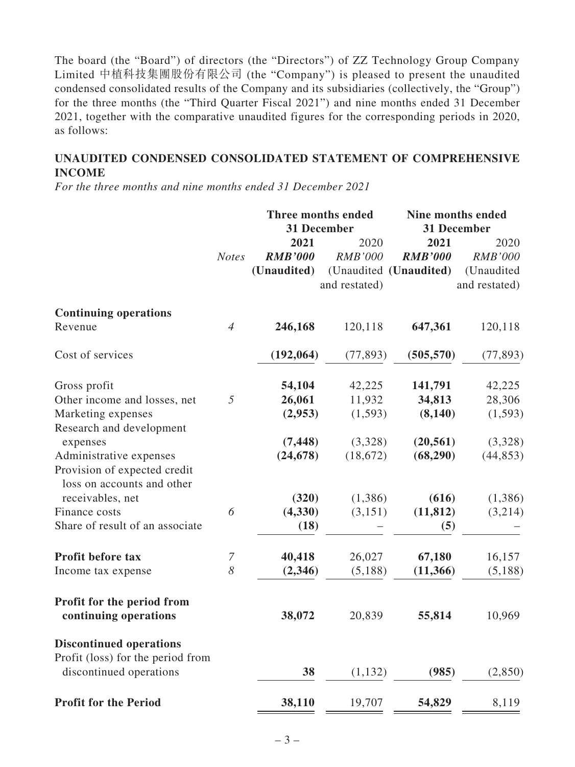The board (the "Board") of directors (the "Directors") of ZZ Technology Group Company Limited 中植科技集團股份有限公司 (the "Company") is pleased to present the unaudited condensed consolidated results of the Company and its subsidiaries (collectively, the "Group") for the three months (the "Third Quarter Fiscal 2021") and nine months ended 31 December 2021, together with the comparative unaudited figures for the corresponding periods in 2020, as follows:

## UNAUDITED CONDENSED CONSOLIDATED STATEMENT OF COMPREHENSIVE INCOME

*For the three months and nine months ended 31 December 2021*

| | | Three months ended 31 December | | Nine months ended 31 December | |
|---|---|---|---|---|---|
| | *Notes* | **2021** | 2020 | **2021** | 2020 |
| | | ***RMB'000*** | *RMB'000* | ***RMB'000*** | *RMB'000* |
| | | **(Unaudited)** | (Unaudited and restated) | **(Unaudited)** | (Unaudited and restated) |
| **Continuing operations** | | | | | |
| Revenue | *4* | **246,168** | 120,118 | **647,361** | 120,118 |
| Cost of services | | **(192,064)** | (77,893) | **(505,570)** | (77,893) |
| Gross profit | | **54,104** | 42,225 | **141,791** | 42,225 |
| Other income and losses, net | *5* | **26,061** | 11,932 | **34,813** | 28,306 |
| Marketing expenses | | **(2,953)** | (1,593) | **(8,140)** | (1,593) |
| Research and development expenses | | **(7,448)** | (3,328) | **(20,561)** | (3,328) |
| Administrative expenses | | **(24,678)** | (18,672) | **(68,290)** | (44,853) |
| Provision of expected credit loss on accounts and other receivables, net | | **(320)** | (1,386) | **(616)** | (1,386) |
| Finance costs | *6* | **(4,330)** | (3,151) | **(11,812)** | (3,214) |
| Share of result of an associate | | **(18)** | – | **(5)** | – |
| **Profit before tax** | *7* | **40,418** | 26,027 | **67,180** | 16,157 |
| Income tax expense | *8* | **(2,346)** | (5,188) | **(11,366)** | (5,188) |
| **Profit for the period from continuing operations** | | **38,072** | 20,839 | **55,814** | 10,969 |
| **Discontinued operations** | | | | | |
| Profit (loss) for the period from discontinued operations | | **38** | (1,132) | **(985)** | (2,850) |
| **Profit for the Period** | | **38,110** | 19,707 | **54,829** | 8,119 |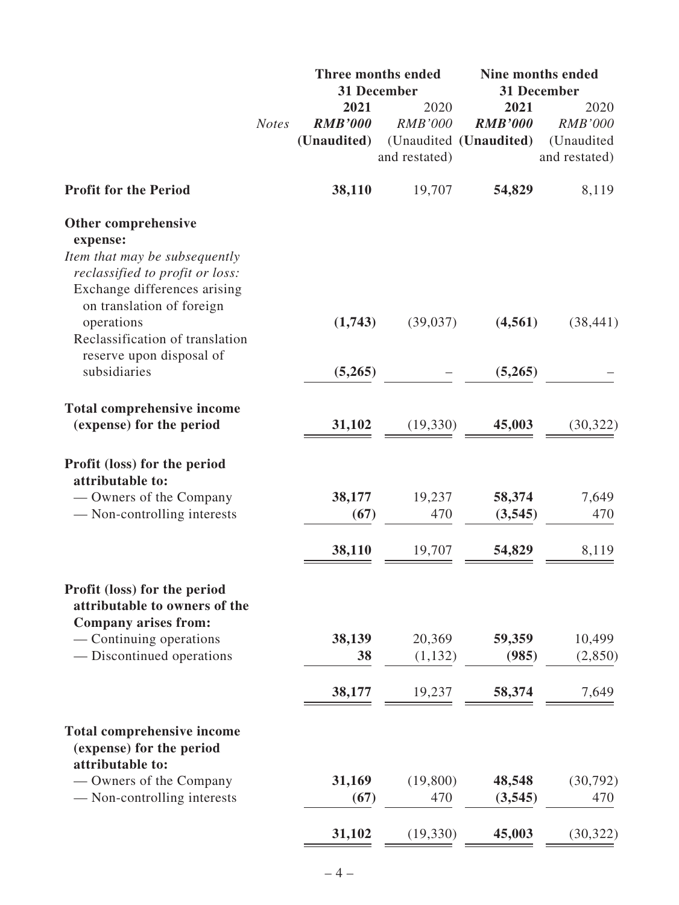| | Notes | Three months ended 31 December | | Nine months ended 31 December | |
|---|---|---|---|---|---|
| | | **2021** | 2020 | **2021** | 2020 |
| | | ***RMB'000*** | *RMB'000* | ***RMB'000*** | *RMB'000* |
| | | **(Unaudited)** | (Unaudited and restated) | **(Unaudited)** | (Unaudited and restated) |
| **Profit for the Period** | | **38,110** | 19,707 | **54,829** | 8,119 |
| **Other comprehensive expense:** | | | | | |
| *Item that may be subsequently reclassified to profit or loss:* | | | | | |
| Exchange differences arising on translation of foreign operations | | **(1,743)** | (39,037) | **(4,561)** | (38,441) |
| Reclassification of translation reserve upon disposal of subsidiaries | | **(5,265)** | – | **(5,265)** | – |
| **Total comprehensive income (expense) for the period** | | **31,102** | (19,330) | **45,003** | (30,322) |
| **Profit (loss) for the period attributable to:** | | | | | |
| — Owners of the Company | | **38,177** | 19,237 | **58,374** | 7,649 |
| — Non-controlling interests | | **(67)** | 470 | **(3,545)** | 470 |
| | | **38,110** | 19,707 | **54,829** | 8,119 |
| **Profit (loss) for the period attributable to owners of the Company arises from:** | | | | | |
| — Continuing operations | | **38,139** | 20,369 | **59,359** | 10,499 |
| — Discontinued operations | | **38** | (1,132) | **(985)** | (2,850) |
| | | **38,177** | 19,237 | **58,374** | 7,649 |
| **Total comprehensive income (expense) for the period attributable to:** | | | | | |
| — Owners of the Company | | **31,169** | (19,800) | **48,548** | (30,792) |
| — Non-controlling interests | | **(67)** | 470 | **(3,545)** | 470 |
| | | **31,102** | (19,330) | **45,003** | (30,322) |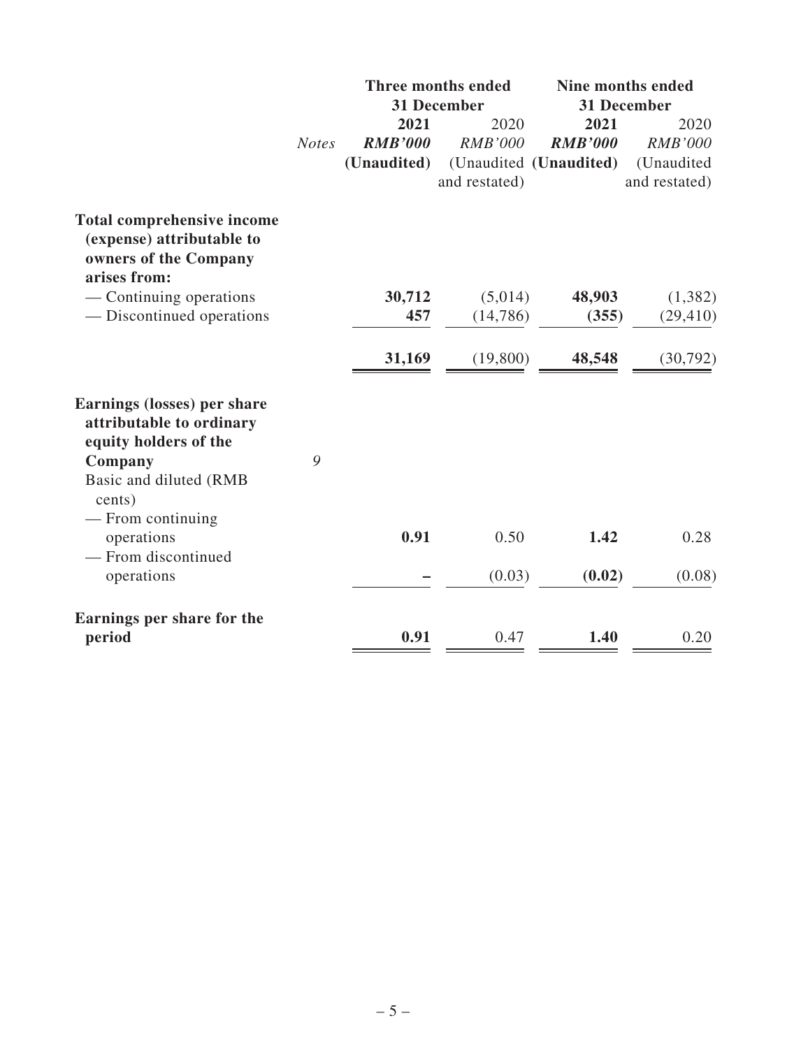| | Notes | Three months ended 31 December | | Nine months ended 31 December | |
|---|---|---|---|---|---|
| | | **2021** | 2020 | **2021** | 2020 |
| | | ***RMB'000*** | *RMB'000* | ***RMB'000*** | *RMB'000* |
| | | **(Unaudited)** | (Unaudited and restated) | **(Unaudited)** | (Unaudited and restated) |
| **Total comprehensive income (expense) attributable to owners of the Company arises from:** | | | | | |
| — Continuing operations | | **30,712** | (5,014) | **48,903** | (1,382) |
| — Discontinued operations | | **457** | (14,786) | **(355)** | (29,410) |
| | | **31,169** | (19,800) | **48,548** | (30,792) |
| **Earnings (losses) per share attributable to ordinary equity holders of the Company** | *9* | | | | |
| Basic and diluted (RMB cents) | | | | | |
| — From continuing operations | | **0.91** | 0.50 | **1.42** | 0.28 |
| — From discontinued operations | | **–** | (0.03) | **(0.02)** | (0.08) |
| **Earnings per share for the period** | | **0.91** | 0.47 | **1.40** | 0.20 |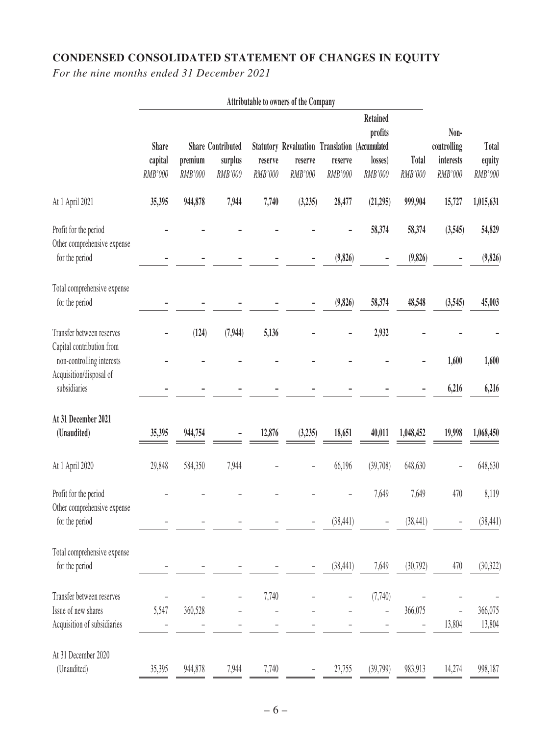## CONDENSED CONSOLIDATED STATEMENT OF CHANGES IN EQUITY

*For the nine months ended 31 December 2021*

| | Attributable to owners of the Company | | | | | | | | | |
|---|---|---|---|---|---|---|---|---|---|---|
| | Share capital | Share premium | Contributed surplus | Statutory reserve | Revaluation reserve | Translation reserve | Retained profits (Accumulated losses) | Total | Non-controlling interests | Total equity |
| | *RMB'000* | *RMB'000* | *RMB'000* | *RMB'000* | *RMB'000* | *RMB'000* | *RMB'000* | *RMB'000* | *RMB'000* | *RMB'000* |
| At 1 April 2021 | **35,395** | **944,878** | **7,944** | **7,740** | **(3,235)** | **28,477** | **(21,295)** | **999,904** | **15,727** | **1,015,631** |
| Profit for the period | **–** | **–** | **–** | **–** | **–** | **–** | **58,374** | **58,374** | **(3,545)** | **54,829** |
| Other comprehensive expense for the period | **–** | **–** | **–** | **–** | **–** | **(9,826)** | **–** | **(9,826)** | **–** | **(9,826)** |
| Total comprehensive expense for the period | **–** | **–** | **–** | **–** | **–** | **(9,826)** | **58,374** | **48,548** | **(3,545)** | **45,003** |
| Transfer between reserves | **–** | **(124)** | **(7,944)** | **5,136** | **–** | **–** | **2,932** | **–** | **–** | **–** |
| Capital contribution from non-controlling interests | **–** | **–** | **–** | **–** | **–** | **–** | **–** | **–** | **1,600** | **1,600** |
| Acquisition/disposal of subsidiaries | **–** | **–** | **–** | **–** | **–** | **–** | **–** | **–** | **6,216** | **6,216** |
| **At 31 December 2021 (Unaudited)** | **35,395** | **944,754** | **–** | **12,876** | **(3,235)** | **18,651** | **40,011** | **1,048,452** | **19,998** | **1,068,450** |
| At 1 April 2020 | 29,848 | 584,350 | 7,944 | – | – | 66,196 | (39,708) | 648,630 | – | 648,630 |
| Profit for the period | – | – | – | – | – | – | 7,649 | 7,649 | 470 | 8,119 |
| Other comprehensive expense for the period | – | – | – | – | – | (38,441) | – | (38,441) | – | (38,441) |
| Total comprehensive expense for the period | – | – | – | – | – | (38,441) | 7,649 | (30,792) | 470 | (30,322) |
| Transfer between reserves | – | – | – | 7,740 | – | – | (7,740) | – | – | – |
| Issue of new shares | 5,547 | 360,528 | – | – | – | – | – | 366,075 | – | 366,075 |
| Acquisition of subsidiaries | – | – | – | – | – | – | – | – | 13,804 | 13,804 |
| At 31 December 2020 (Unaudited) | 35,395 | 944,878 | 7,944 | 7,740 | – | 27,755 | (39,799) | 983,913 | 14,274 | 998,187 |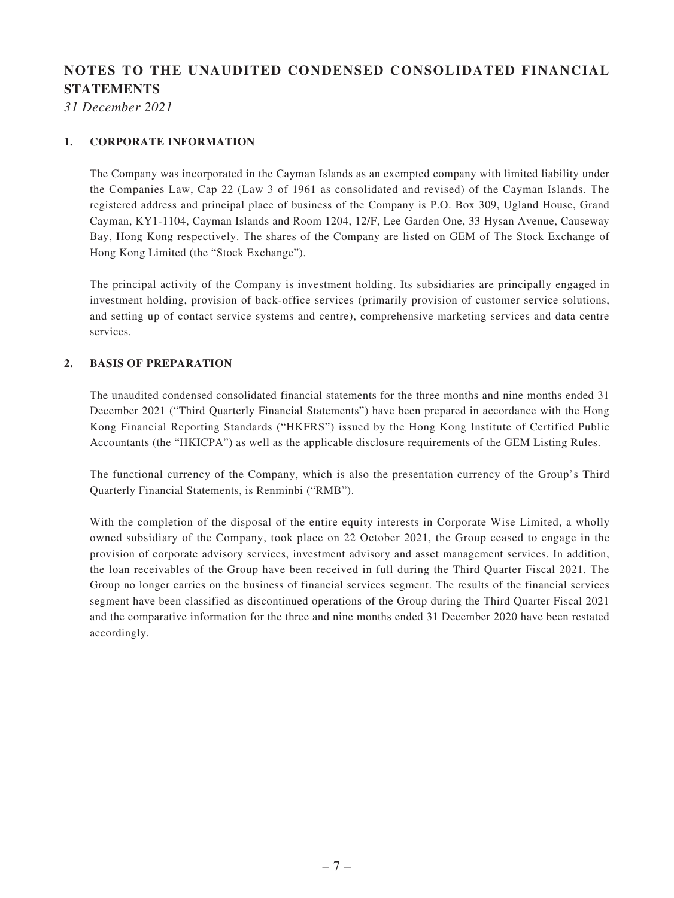# NOTES TO THE UNAUDITED CONDENSED CONSOLIDATED FINANCIAL STATEMENTS

*31 December 2021*

## 1. CORPORATE INFORMATION

The Company was incorporated in the Cayman Islands as an exempted company with limited liability under the Companies Law, Cap 22 (Law 3 of 1961 as consolidated and revised) of the Cayman Islands. The registered address and principal place of business of the Company is P.O. Box 309, Ugland House, Grand Cayman, KY1-1104, Cayman Islands and Room 1204, 12/F, Lee Garden One, 33 Hysan Avenue, Causeway Bay, Hong Kong respectively. The shares of the Company are listed on GEM of The Stock Exchange of Hong Kong Limited (the "Stock Exchange").

The principal activity of the Company is investment holding. Its subsidiaries are principally engaged in investment holding, provision of back-office services (primarily provision of customer service solutions, and setting up of contact service systems and centre), comprehensive marketing services and data centre services.

## 2. BASIS OF PREPARATION

The unaudited condensed consolidated financial statements for the three months and nine months ended 31 December 2021 ("Third Quarterly Financial Statements") have been prepared in accordance with the Hong Kong Financial Reporting Standards ("HKFRS") issued by the Hong Kong Institute of Certified Public Accountants (the "HKICPA") as well as the applicable disclosure requirements of the GEM Listing Rules.

The functional currency of the Company, which is also the presentation currency of the Group's Third Quarterly Financial Statements, is Renminbi ("RMB").

With the completion of the disposal of the entire equity interests in Corporate Wise Limited, a wholly owned subsidiary of the Company, took place on 22 October 2021, the Group ceased to engage in the provision of corporate advisory services, investment advisory and asset management services. In addition, the loan receivables of the Group have been received in full during the Third Quarter Fiscal 2021. The Group no longer carries on the business of financial services segment. The results of the financial services segment have been classified as discontinued operations of the Group during the Third Quarter Fiscal 2021 and the comparative information for the three and nine months ended 31 December 2020 have been restated accordingly.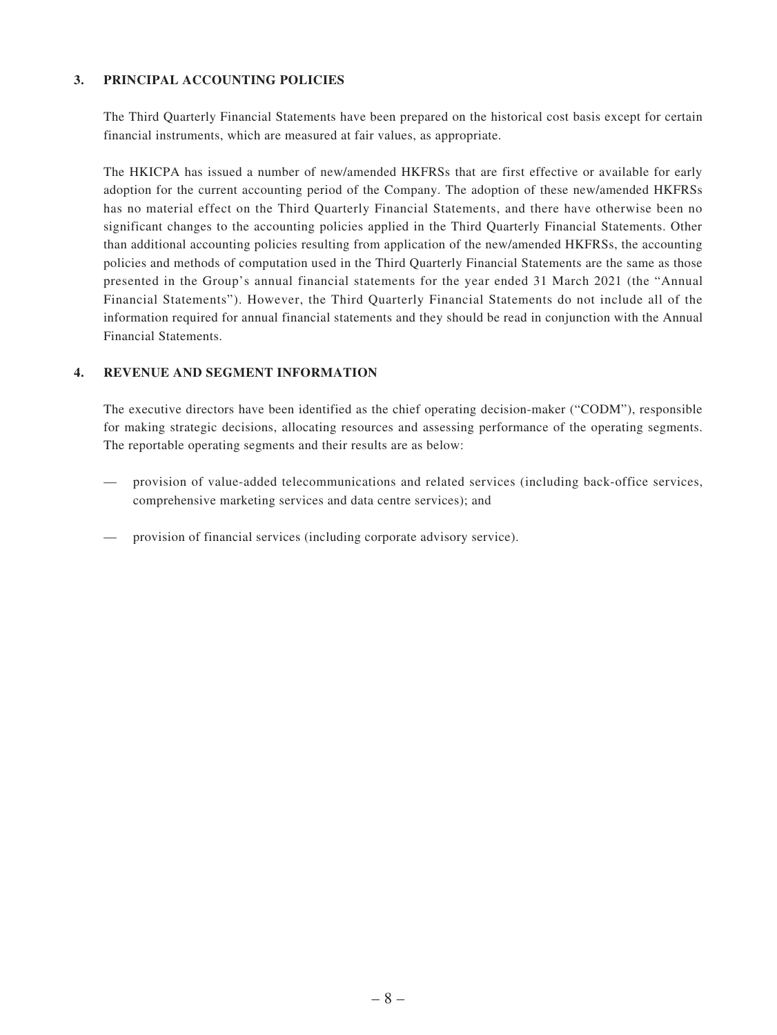## 3. PRINCIPAL ACCOUNTING POLICIES

The Third Quarterly Financial Statements have been prepared on the historical cost basis except for certain financial instruments, which are measured at fair values, as appropriate.

The HKICPA has issued a number of new/amended HKFRSs that are first effective or available for early adoption for the current accounting period of the Company. The adoption of these new/amended HKFRSs has no material effect on the Third Quarterly Financial Statements, and there have otherwise been no significant changes to the accounting policies applied in the Third Quarterly Financial Statements. Other than additional accounting policies resulting from application of the new/amended HKFRSs, the accounting policies and methods of computation used in the Third Quarterly Financial Statements are the same as those presented in the Group's annual financial statements for the year ended 31 March 2021 (the "Annual Financial Statements"). However, the Third Quarterly Financial Statements do not include all of the information required for annual financial statements and they should be read in conjunction with the Annual Financial Statements.

## 4. REVENUE AND SEGMENT INFORMATION

The executive directors have been identified as the chief operating decision-maker ("CODM"), responsible for making strategic decisions, allocating resources and assessing performance of the operating segments. The reportable operating segments and their results are as below:

— provision of value-added telecommunications and related services (including back-office services, comprehensive marketing services and data centre services); and

— provision of financial services (including corporate advisory service).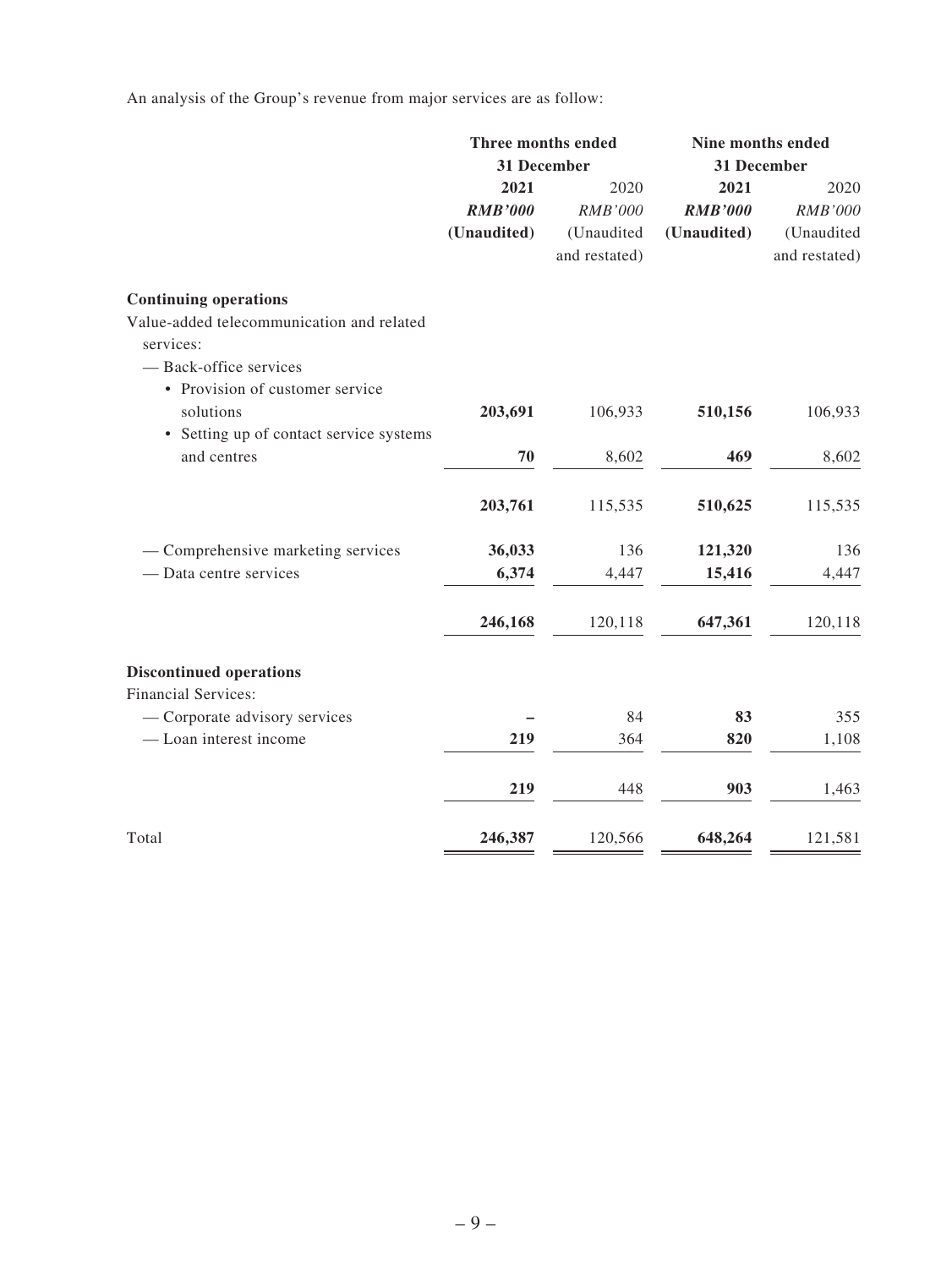An analysis of the Group's revenue from major services are as follow:

| | Three months ended 31 December | | Nine months ended 31 December | |
|---|---|---|---|---|
| | **2021** | 2020 | **2021** | 2020 |
| | ***RMB'000*** | *RMB'000* | ***RMB'000*** | *RMB'000* |
| | **(Unaudited)** | (Unaudited and restated) | **(Unaudited)** | (Unaudited and restated) |
| **Continuing operations** | | | | |
| Value-added telecommunication and related services: | | | | |
| — Back-office services | | | | |
| • Provision of customer service solutions | **203,691** | 106,933 | **510,156** | 106,933 |
| • Setting up of contact service systems and centres | **70** | 8,602 | **469** | 8,602 |
| | **203,761** | 115,535 | **510,625** | 115,535 |
| — Comprehensive marketing services | **36,033** | 136 | **121,320** | 136 |
| — Data centre services | **6,374** | 4,447 | **15,416** | 4,447 |
| | **246,168** | 120,118 | **647,361** | 120,118 |
| **Discontinued operations** | | | | |
| Financial Services: | | | | |
| — Corporate advisory services | **–** | 84 | **83** | 355 |
| — Loan interest income | **219** | 364 | **820** | 1,108 |
| | **219** | 448 | **903** | 1,463 |
| Total | **246,387** | 120,566 | **648,264** | 121,581 |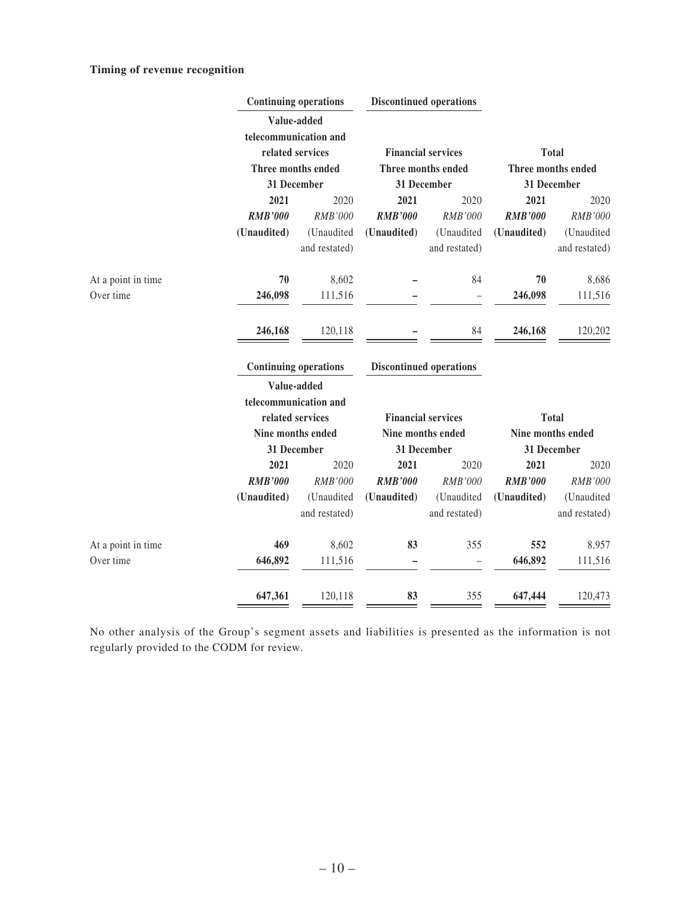**Timing of revenue recognition**

| | Continuing operations | | Discontinued operations | | | |
|---|---|---|---|---|---|---|
| | Value-added telecommunication and related services | | Financial services | | Total | |
| | Three months ended 31 December | | Three months ended 31 December | | Three months ended 31 December | |
| | **2021** | 2020 | **2021** | 2020 | **2021** | 2020 |
| | ***RMB'000*** | *RMB'000* | ***RMB'000*** | *RMB'000* | ***RMB'000*** | *RMB'000* |
| | **(Unaudited)** | (Unaudited and restated) | **(Unaudited)** | (Unaudited and restated) | **(Unaudited)** | (Unaudited and restated) |
| At a point in time | **70** | 8,602 | **–** | 84 | **70** | 8,686 |
| Over time | **246,098** | 111,516 | **–** | – | **246,098** | 111,516 |
| | **246,168** | 120,118 | **–** | 84 | **246,168** | 120,202 |

| | Continuing operations | | Discontinued operations | | | |
|---|---|---|---|---|---|---|
| | Value-added telecommunication and related services | | Financial services | | Total | |
| | Nine months ended 31 December | | Nine months ended 31 December | | Nine months ended 31 December | |
| | **2021** | 2020 | **2021** | 2020 | **2021** | 2020 |
| | ***RMB'000*** | *RMB'000* | ***RMB'000*** | *RMB'000* | ***RMB'000*** | *RMB'000* |
| | **(Unaudited)** | (Unaudited and restated) | **(Unaudited)** | (Unaudited and restated) | **(Unaudited)** | (Unaudited and restated) |
| At a point in time | **469** | 8,602 | **83** | 355 | **552** | 8,957 |
| Over time | **646,892** | 111,516 | **–** | – | **646,892** | 111,516 |
| | **647,361** | 120,118 | **83** | 355 | **647,444** | 120,473 |

No other analysis of the Group's segment assets and liabilities is presented as the information is not regularly provided to the CODM for review.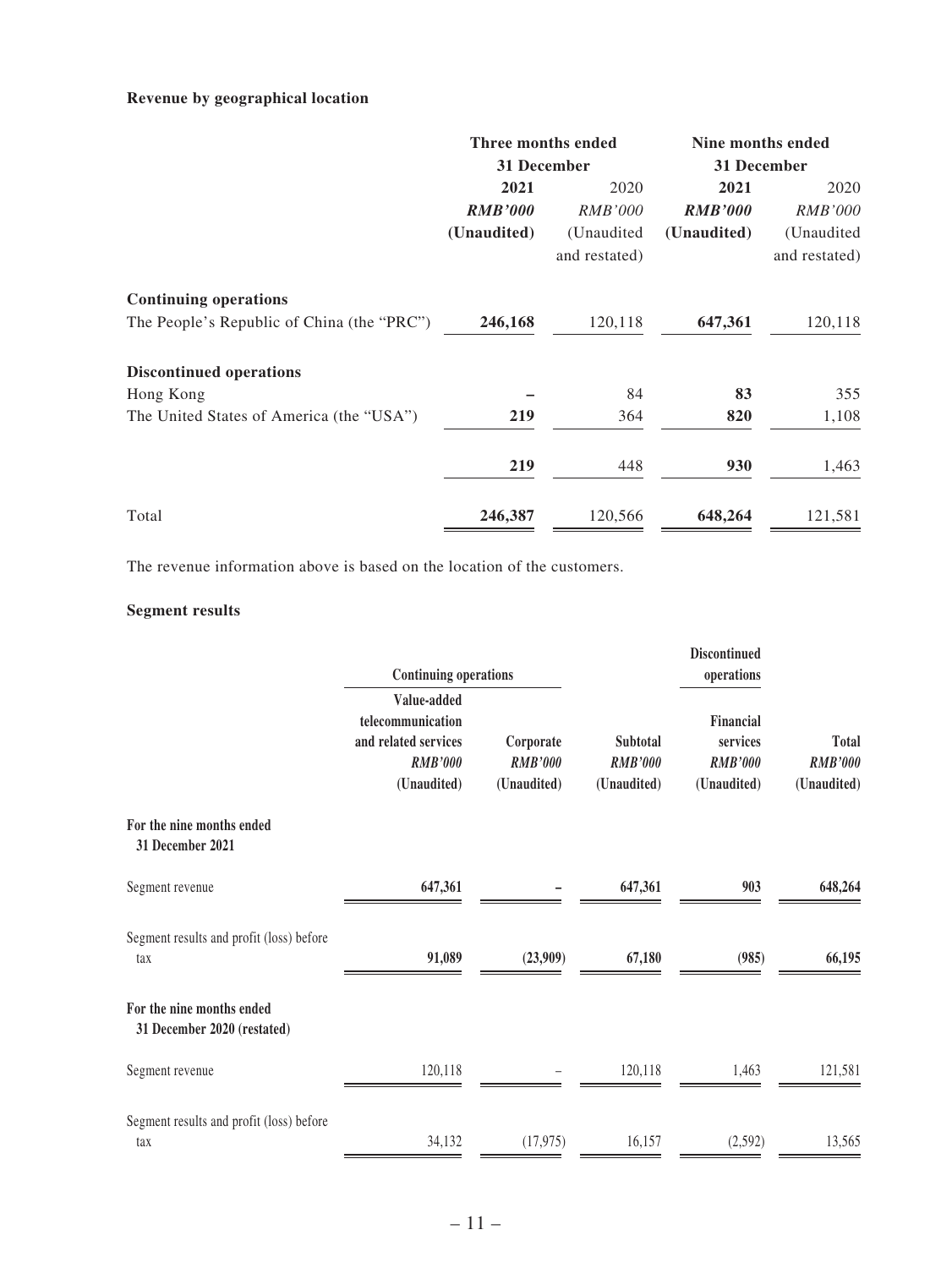**Revenue by geographical location**

| | Three months ended 31 December | | Nine months ended 31 December | |
|---|---|---|---|---|
| | **2021** | 2020 | **2021** | 2020 |
| | ***RMB'000*** | *RMB'000* | ***RMB'000*** | *RMB'000* |
| | **(Unaudited)** | (Unaudited and restated) | **(Unaudited)** | (Unaudited and restated) |
| **Continuing operations** | | | | |
| The People's Republic of China (the "PRC") | **246,168** | 120,118 | **647,361** | 120,118 |
| **Discontinued operations** | | | | |
| Hong Kong | **–** | 84 | **83** | 355 |
| The United States of America (the "USA") | **219** | 364 | **820** | 1,108 |
| | **219** | 448 | **930** | 1,463 |
| Total | **246,387** | 120,566 | **648,264** | 121,581 |

The revenue information above is based on the location of the customers.

**Segment results**

| | Continuing operations | | | Discontinued operations | |
|---|---|---|---|---|---|
| | Value-added telecommunication and related services | Corporate | Subtotal | Financial services | Total |
| | *RMB'000* | *RMB'000* | *RMB'000* | *RMB'000* | *RMB'000* |
| | (Unaudited) | (Unaudited) | (Unaudited) | (Unaudited) | (Unaudited) |
| **For the nine months ended 31 December 2021** | | | | | |
| Segment revenue | **647,361** | **–** | **647,361** | **903** | **648,264** |
| Segment results and profit (loss) before tax | **91,089** | **(23,909)** | **67,180** | **(985)** | **66,195** |
| **For the nine months ended 31 December 2020 (restated)** | | | | | |
| Segment revenue | 120,118 | – | 120,118 | 1,463 | 121,581 |
| Segment results and profit (loss) before tax | 34,132 | (17,975) | 16,157 | (2,592) | 13,565 |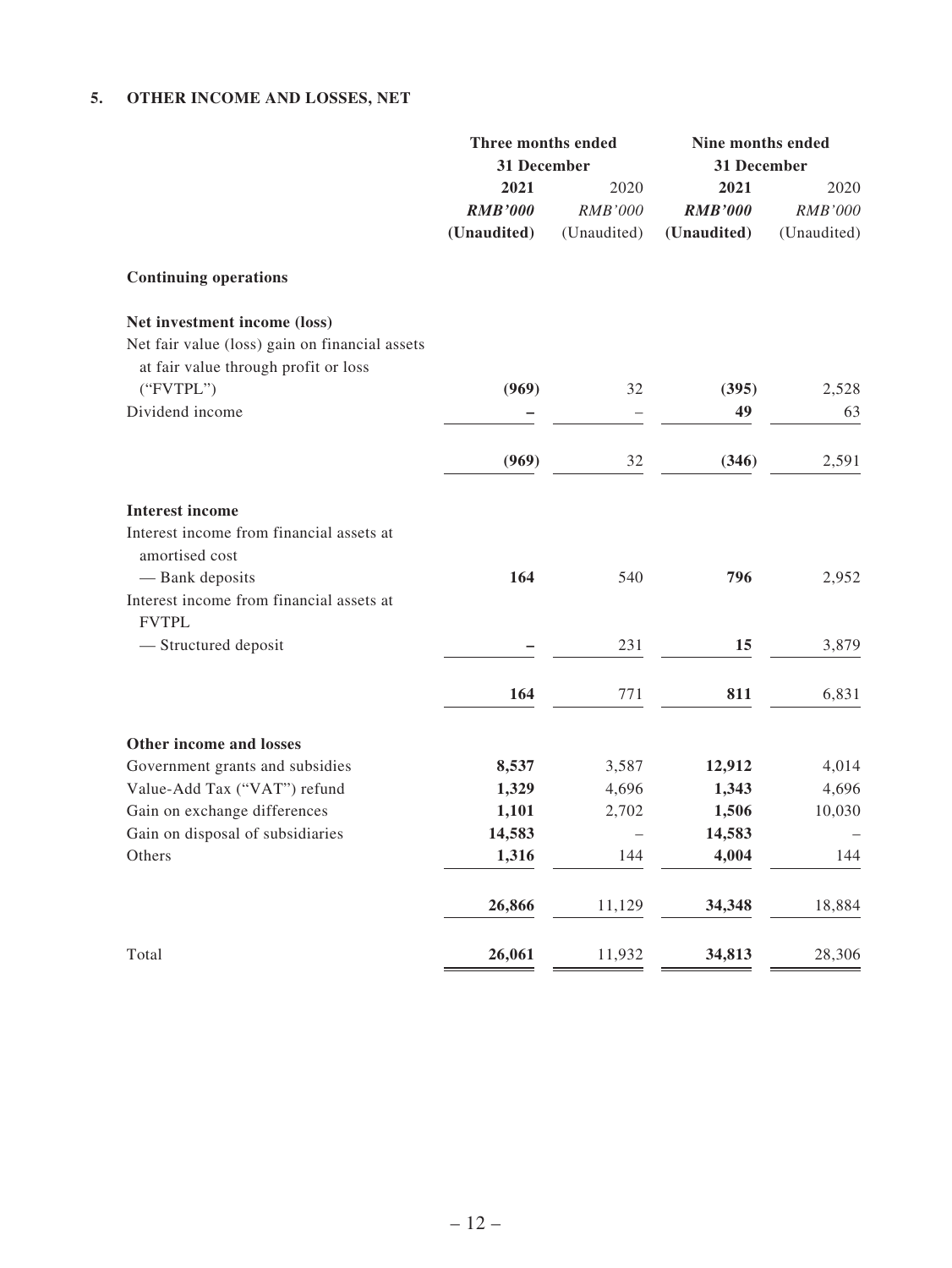## 5. OTHER INCOME AND LOSSES, NET

| | Three months ended 31 December | | Nine months ended 31 December | |
|---|---|---|---|---|
| | **2021** | 2020 | **2021** | 2020 |
| | ***RMB'000*** | *RMB'000* | ***RMB'000*** | *RMB'000* |
| | **(Unaudited)** | (Unaudited) | **(Unaudited)** | (Unaudited) |
| **Continuing operations** | | | | |
| **Net investment income (loss)** | | | | |
| Net fair value (loss) gain on financial assets at fair value through profit or loss ("FVTPL") | **(969)** | 32 | **(395)** | 2,528 |
| Dividend income | **–** | – | **49** | 63 |
| | **(969)** | 32 | **(346)** | 2,591 |
| **Interest income** | | | | |
| Interest income from financial assets at amortised cost | | | | |
| — Bank deposits | **164** | 540 | **796** | 2,952 |
| Interest income from financial assets at FVTPL | | | | |
| — Structured deposit | **–** | 231 | **15** | 3,879 |
| | **164** | 771 | **811** | 6,831 |
| **Other income and losses** | | | | |
| Government grants and subsidies | **8,537** | 3,587 | **12,912** | 4,014 |
| Value-Add Tax ("VAT") refund | **1,329** | 4,696 | **1,343** | 4,696 |
| Gain on exchange differences | **1,101** | 2,702 | **1,506** | 10,030 |
| Gain on disposal of subsidiaries | **14,583** | – | **14,583** | – |
| Others | **1,316** | 144 | **4,004** | 144 |
| | **26,866** | 11,129 | **34,348** | 18,884 |
| Total | **26,061** | 11,932 | **34,813** | 28,306 |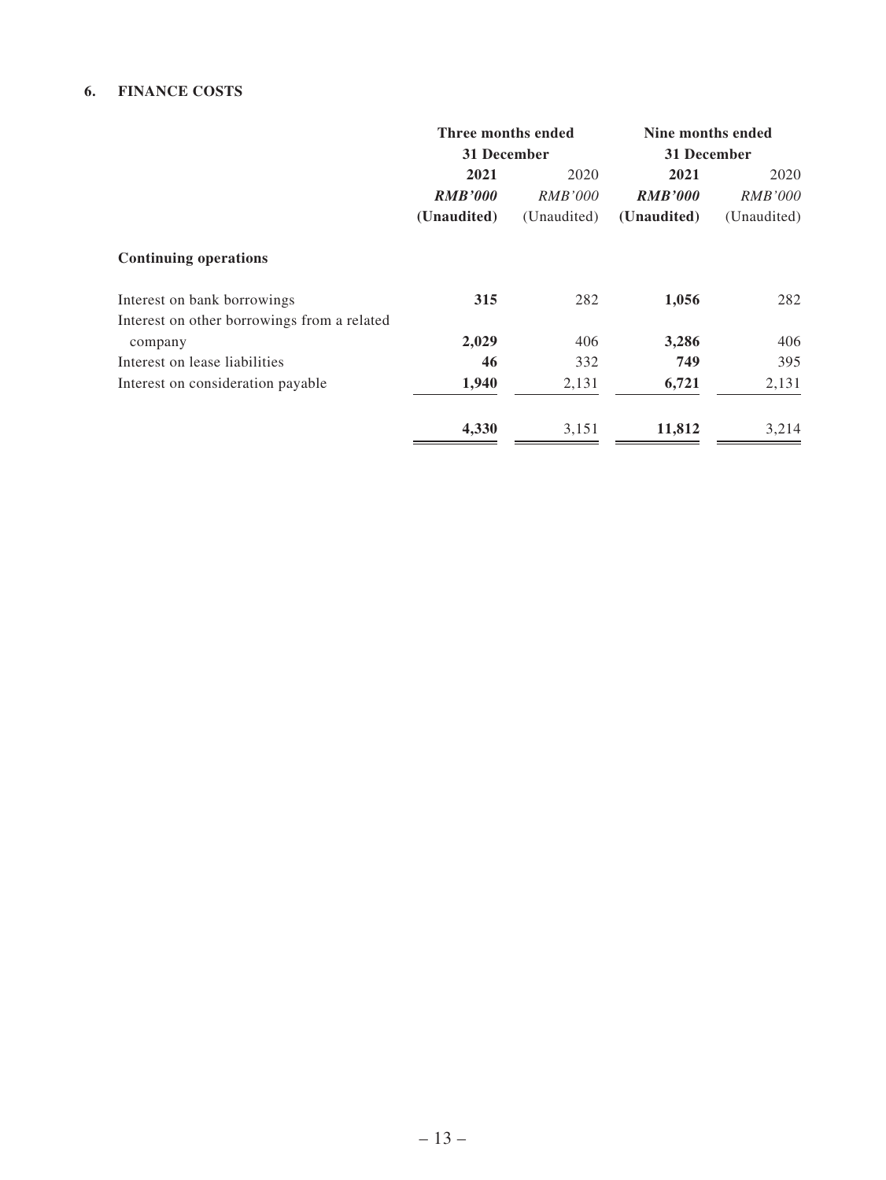## 6. FINANCE COSTS

| | Three months ended 31 December | | Nine months ended 31 December | |
|---|---|---|---|---|
| | **2021** | 2020 | **2021** | 2020 |
| | ***RMB'000*** | *RMB'000* | ***RMB'000*** | *RMB'000* |
| | **(Unaudited)** | (Unaudited) | **(Unaudited)** | (Unaudited) |
| **Continuing operations** | | | | |
| Interest on bank borrowings | **315** | 282 | **1,056** | 282 |
| Interest on other borrowings from a related company | **2,029** | 406 | **3,286** | 406 |
| Interest on lease liabilities | **46** | 332 | **749** | 395 |
| Interest on consideration payable | **1,940** | 2,131 | **6,721** | 2,131 |
| | **4,330** | 3,151 | **11,812** | 3,214 |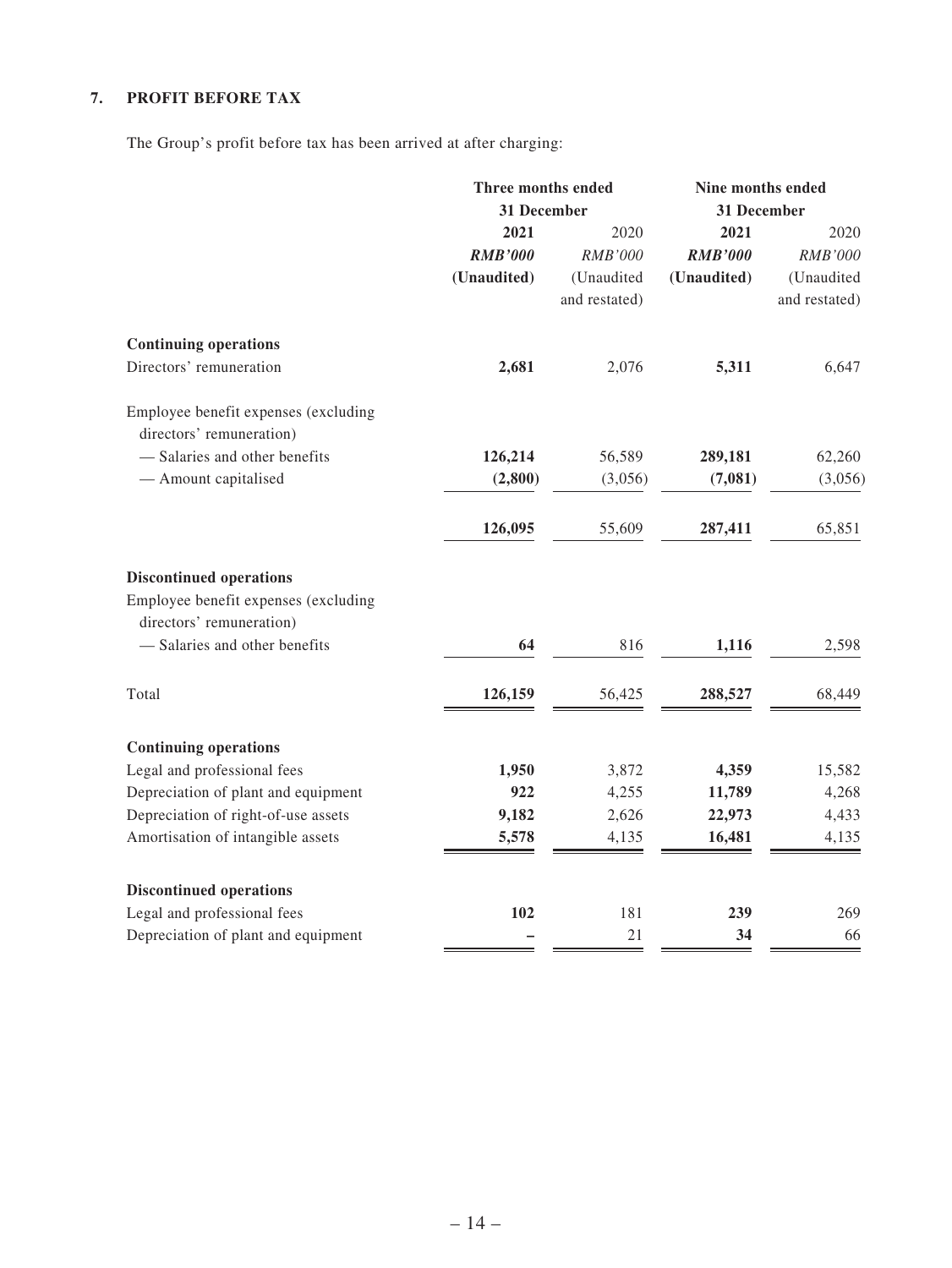## 7. PROFIT BEFORE TAX

The Group's profit before tax has been arrived at after charging:

| | Three months ended 31 December | | Nine months ended 31 December | |
|---|---|---|---|---|
| | **2021** | 2020 | **2021** | 2020 |
| | ***RMB'000*** | *RMB'000* | ***RMB'000*** | *RMB'000* |
| | **(Unaudited)** | (Unaudited and restated) | **(Unaudited)** | (Unaudited and restated) |
| **Continuing operations** | | | | |
| Directors' remuneration | **2,681** | 2,076 | **5,311** | 6,647 |
| Employee benefit expenses (excluding directors' remuneration) | | | | |
| — Salaries and other benefits | **126,214** | 56,589 | **289,181** | 62,260 |
| — Amount capitalised | **(2,800)** | (3,056) | **(7,081)** | (3,056) |
| | **126,095** | 55,609 | **287,411** | 65,851 |
| **Discontinued operations** | | | | |
| Employee benefit expenses (excluding directors' remuneration) | | | | |
| — Salaries and other benefits | **64** | 816 | **1,116** | 2,598 |
| Total | **126,159** | 56,425 | **288,527** | 68,449 |
| **Continuing operations** | | | | |
| Legal and professional fees | **1,950** | 3,872 | **4,359** | 15,582 |
| Depreciation of plant and equipment | **922** | 4,255 | **11,789** | 4,268 |
| Depreciation of right-of-use assets | **9,182** | 2,626 | **22,973** | 4,433 |
| Amortisation of intangible assets | **5,578** | 4,135 | **16,481** | 4,135 |
| **Discontinued operations** | | | | |
| Legal and professional fees | **102** | 181 | **239** | 269 |
| Depreciation of plant and equipment | **–** | 21 | **34** | 66 |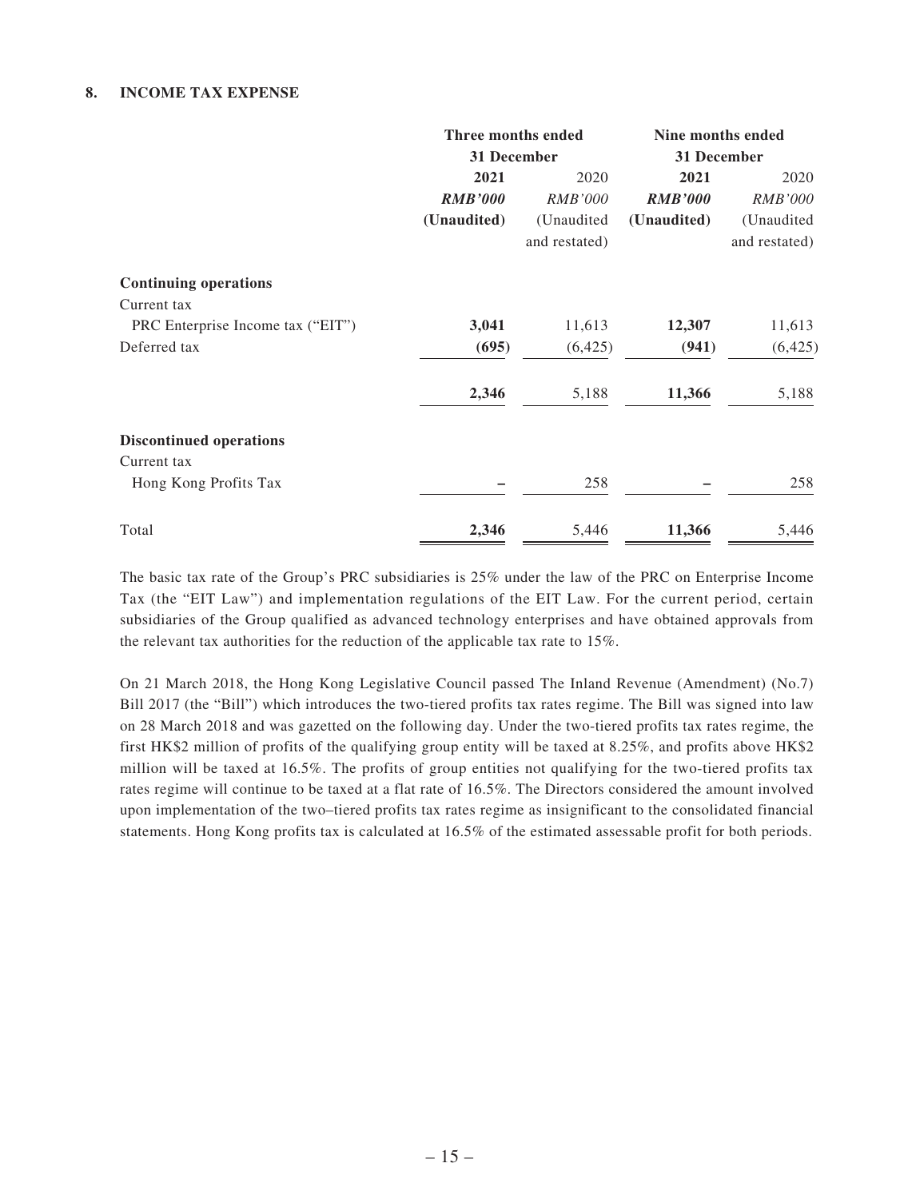## 8. INCOME TAX EXPENSE

| | Three months ended 31 December | | Nine months ended 31 December | |
|---|---|---|---|---|
| | **2021** | 2020 | **2021** | 2020 |
| | ***RMB'000*** | *RMB'000* | ***RMB'000*** | *RMB'000* |
| | **(Unaudited)** | (Unaudited and restated) | **(Unaudited)** | (Unaudited and restated) |
| **Continuing operations** | | | | |
| Current tax | | | | |
| PRC Enterprise Income tax ("EIT") | **3,041** | 11,613 | **12,307** | 11,613 |
| Deferred tax | **(695)** | (6,425) | **(941)** | (6,425) |
| | **2,346** | 5,188 | **11,366** | 5,188 |
| **Discontinued operations** | | | | |
| Current tax | | | | |
| Hong Kong Profits Tax | **–** | 258 | **–** | 258 |
| Total | **2,346** | 5,446 | **11,366** | 5,446 |

The basic tax rate of the Group's PRC subsidiaries is 25% under the law of the PRC on Enterprise Income Tax (the "EIT Law") and implementation regulations of the EIT Law. For the current period, certain subsidiaries of the Group qualified as advanced technology enterprises and have obtained approvals from the relevant tax authorities for the reduction of the applicable tax rate to 15%.

On 21 March 2018, the Hong Kong Legislative Council passed The Inland Revenue (Amendment) (No.7) Bill 2017 (the "Bill") which introduces the two-tiered profits tax rates regime. The Bill was signed into law on 28 March 2018 and was gazetted on the following day. Under the two-tiered profits tax rates regime, the first HK$2 million of profits of the qualifying group entity will be taxed at 8.25%, and profits above HK$2 million will be taxed at 16.5%. The profits of group entities not qualifying for the two-tiered profits tax rates regime will continue to be taxed at a flat rate of 16.5%. The Directors considered the amount involved upon implementation of the two–tiered profits tax rates regime as insignificant to the consolidated financial statements. Hong Kong profits tax is calculated at 16.5% of the estimated assessable profit for both periods.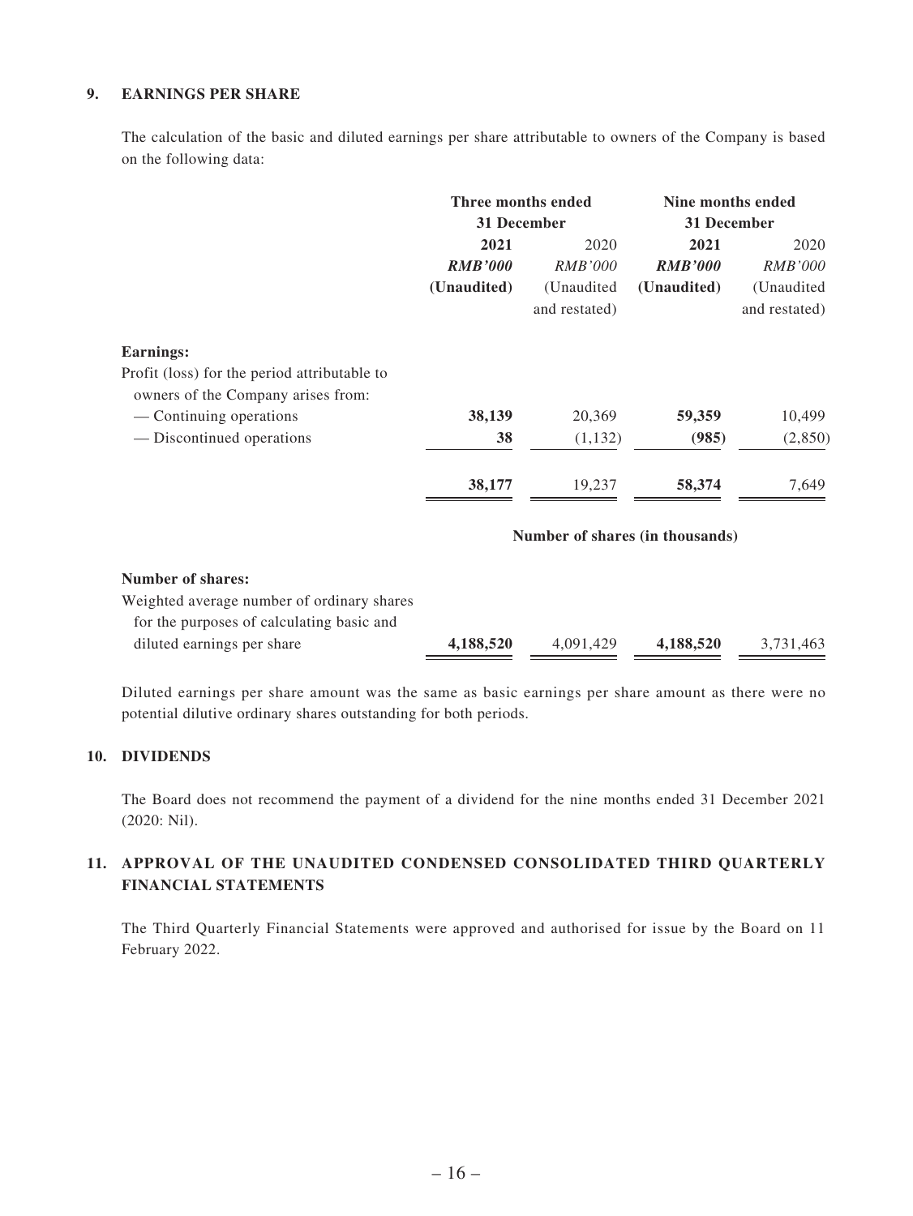### 9. EARNINGS PER SHARE

The calculation of the basic and diluted earnings per share attributable to owners of the Company is based on the following data:

| | Three months ended 31 December | | Nine months ended 31 December | |
|---|---|---|---|---|
| | **2021** | 2020 | **2021** | 2020 |
| | ***RMB'000*** | *RMB'000* | ***RMB'000*** | *RMB'000* |
| | **(Unaudited)** | (Unaudited and restated) | **(Unaudited)** | (Unaudited and restated) |
| **Earnings:** | | | | |
| Profit (loss) for the period attributable to owners of the Company arises from: | | | | |
| — Continuing operations | **38,139** | 20,369 | **59,359** | 10,499 |
| — Discontinued operations | **38** | (1,132) | **(985)** | (2,850) |
| | **38,177** | 19,237 | **58,374** | 7,649 |
| | **Number of shares (in thousands)** | | | |
| **Number of shares:** | | | | |
| Weighted average number of ordinary shares for the purposes of calculating basic and diluted earnings per share | **4,188,520** | 4,091,429 | **4,188,520** | 3,731,463 |

Diluted earnings per share amount was the same as basic earnings per share amount as there were no potential dilutive ordinary shares outstanding for both periods.

### 10. DIVIDENDS

The Board does not recommend the payment of a dividend for the nine months ended 31 December 2021 (2020: Nil).

### 11. APPROVAL OF THE UNAUDITED CONDENSED CONSOLIDATED THIRD QUARTERLY FINANCIAL STATEMENTS

The Third Quarterly Financial Statements were approved and authorised for issue by the Board on 11 February 2022.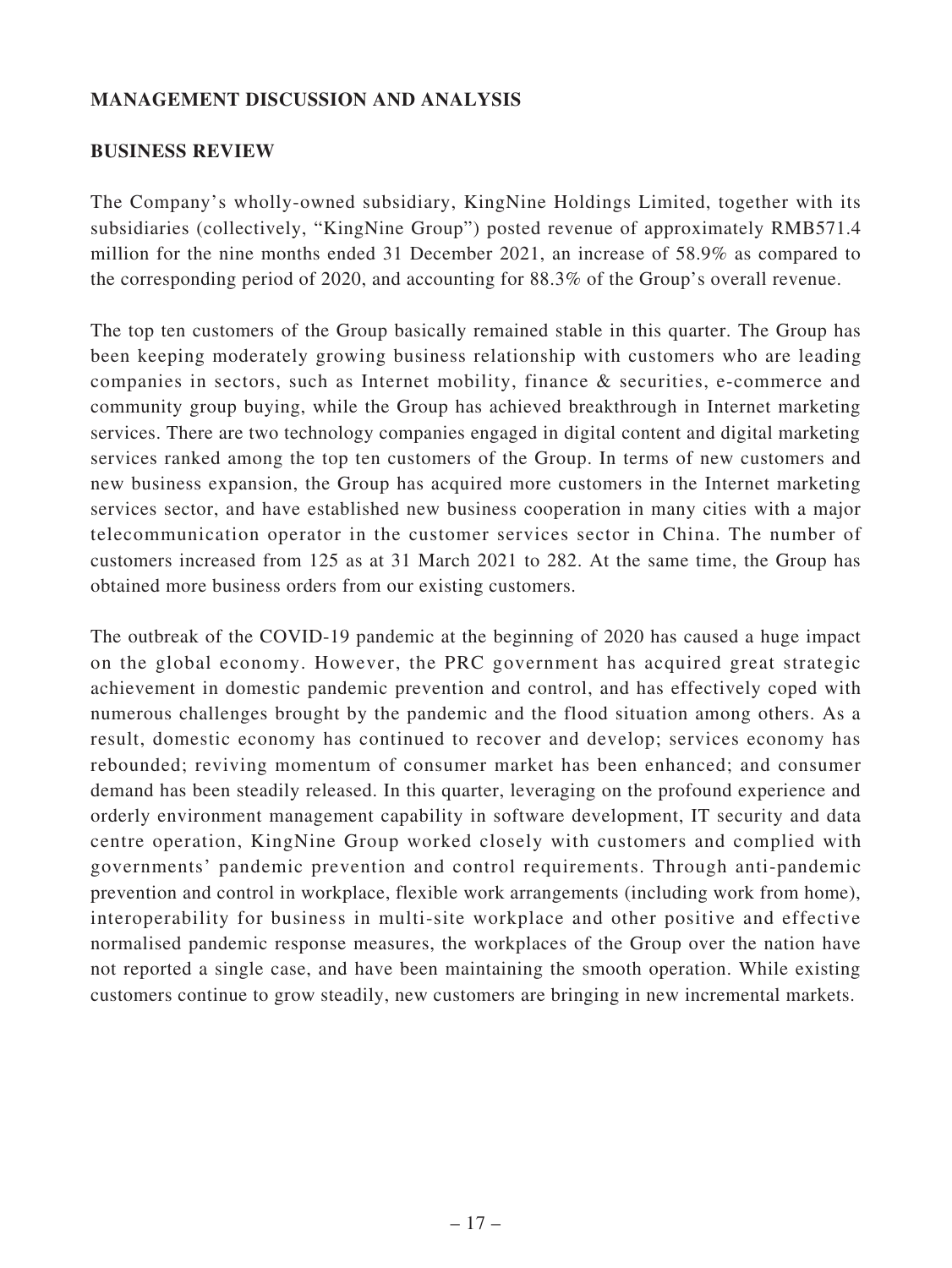## MANAGEMENT DISCUSSION AND ANALYSIS

### BUSINESS REVIEW

The Company's wholly-owned subsidiary, KingNine Holdings Limited, together with its subsidiaries (collectively, "KingNine Group") posted revenue of approximately RMB571.4 million for the nine months ended 31 December 2021, an increase of 58.9% as compared to the corresponding period of 2020, and accounting for 88.3% of the Group's overall revenue.

The top ten customers of the Group basically remained stable in this quarter. The Group has been keeping moderately growing business relationship with customers who are leading companies in sectors, such as Internet mobility, finance & securities, e-commerce and community group buying, while the Group has achieved breakthrough in Internet marketing services. There are two technology companies engaged in digital content and digital marketing services ranked among the top ten customers of the Group. In terms of new customers and new business expansion, the Group has acquired more customers in the Internet marketing services sector, and have established new business cooperation in many cities with a major telecommunication operator in the customer services sector in China. The number of customers increased from 125 as at 31 March 2021 to 282. At the same time, the Group has obtained more business orders from our existing customers.

The outbreak of the COVID-19 pandemic at the beginning of 2020 has caused a huge impact on the global economy. However, the PRC government has acquired great strategic achievement in domestic pandemic prevention and control, and has effectively coped with numerous challenges brought by the pandemic and the flood situation among others. As a result, domestic economy has continued to recover and develop; services economy has rebounded; reviving momentum of consumer market has been enhanced; and consumer demand has been steadily released. In this quarter, leveraging on the profound experience and orderly environment management capability in software development, IT security and data centre operation, KingNine Group worked closely with customers and complied with governments' pandemic prevention and control requirements. Through anti-pandemic prevention and control in workplace, flexible work arrangements (including work from home), interoperability for business in multi-site workplace and other positive and effective normalised pandemic response measures, the workplaces of the Group over the nation have not reported a single case, and have been maintaining the smooth operation. While existing customers continue to grow steadily, new customers are bringing in new incremental markets.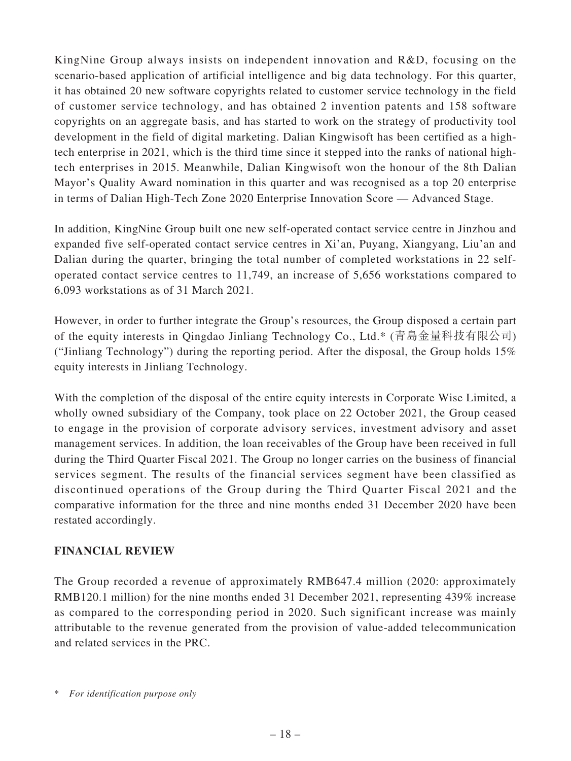KingNine Group always insists on independent innovation and R&D, focusing on the scenario-based application of artificial intelligence and big data technology. For this quarter, it has obtained 20 new software copyrights related to customer service technology in the field of customer service technology, and has obtained 2 invention patents and 158 software copyrights on an aggregate basis, and has started to work on the strategy of productivity tool development in the field of digital marketing. Dalian Kingwisoft has been certified as a high-tech enterprise in 2021, which is the third time since it stepped into the ranks of national high-tech enterprises in 2015. Meanwhile, Dalian Kingwisoft won the honour of the 8th Dalian Mayor's Quality Award nomination in this quarter and was recognised as a top 20 enterprise in terms of Dalian High-Tech Zone 2020 Enterprise Innovation Score — Advanced Stage.

In addition, KingNine Group built one new self-operated contact service centre in Jinzhou and expanded five self-operated contact service centres in Xi'an, Puyang, Xiangyang, Liu'an and Dalian during the quarter, bringing the total number of completed workstations in 22 self-operated contact service centres to 11,749, an increase of 5,656 workstations compared to 6,093 workstations as of 31 March 2021.

However, in order to further integrate the Group's resources, the Group disposed a certain part of the equity interests in Qingdao Jinliang Technology Co., Ltd.* (青島金量科技有限公司) ("Jinliang Technology") during the reporting period. After the disposal, the Group holds 15% equity interests in Jinliang Technology.

With the completion of the disposal of the entire equity interests in Corporate Wise Limited, a wholly owned subsidiary of the Company, took place on 22 October 2021, the Group ceased to engage in the provision of corporate advisory services, investment advisory and asset management services. In addition, the loan receivables of the Group have been received in full during the Third Quarter Fiscal 2021. The Group no longer carries on the business of financial services segment. The results of the financial services segment have been classified as discontinued operations of the Group during the Third Quarter Fiscal 2021 and the comparative information for the three and nine months ended 31 December 2020 have been restated accordingly.

## FINANCIAL REVIEW

The Group recorded a revenue of approximately RMB647.4 million (2020: approximately RMB120.1 million) for the nine months ended 31 December 2021, representing 439% increase as compared to the corresponding period in 2020. Such significant increase was mainly attributable to the revenue generated from the provision of value-added telecommunication and related services in the PRC.

\* *For identification purpose only*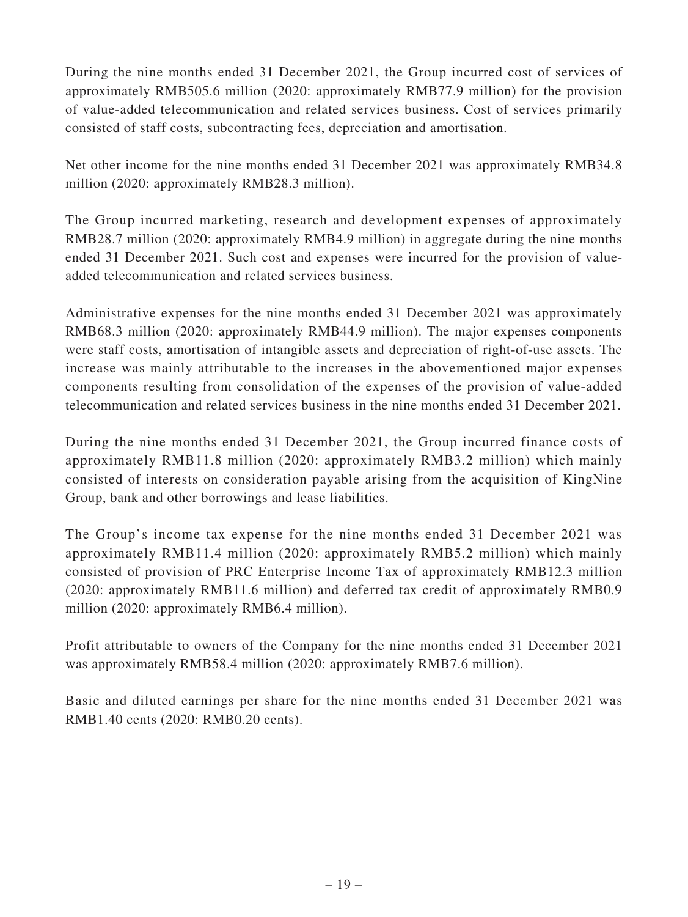During the nine months ended 31 December 2021, the Group incurred cost of services of approximately RMB505.6 million (2020: approximately RMB77.9 million) for the provision of value-added telecommunication and related services business. Cost of services primarily consisted of staff costs, subcontracting fees, depreciation and amortisation.

Net other income for the nine months ended 31 December 2021 was approximately RMB34.8 million (2020: approximately RMB28.3 million).

The Group incurred marketing, research and development expenses of approximately RMB28.7 million (2020: approximately RMB4.9 million) in aggregate during the nine months ended 31 December 2021. Such cost and expenses were incurred for the provision of value-added telecommunication and related services business.

Administrative expenses for the nine months ended 31 December 2021 was approximately RMB68.3 million (2020: approximately RMB44.9 million). The major expenses components were staff costs, amortisation of intangible assets and depreciation of right-of-use assets. The increase was mainly attributable to the increases in the abovementioned major expenses components resulting from consolidation of the expenses of the provision of value-added telecommunication and related services business in the nine months ended 31 December 2021.

During the nine months ended 31 December 2021, the Group incurred finance costs of approximately RMB11.8 million (2020: approximately RMB3.2 million) which mainly consisted of interests on consideration payable arising from the acquisition of KingNine Group, bank and other borrowings and lease liabilities.

The Group's income tax expense for the nine months ended 31 December 2021 was approximately RMB11.4 million (2020: approximately RMB5.2 million) which mainly consisted of provision of PRC Enterprise Income Tax of approximately RMB12.3 million (2020: approximately RMB11.6 million) and deferred tax credit of approximately RMB0.9 million (2020: approximately RMB6.4 million).

Profit attributable to owners of the Company for the nine months ended 31 December 2021 was approximately RMB58.4 million (2020: approximately RMB7.6 million).

Basic and diluted earnings per share for the nine months ended 31 December 2021 was RMB1.40 cents (2020: RMB0.20 cents).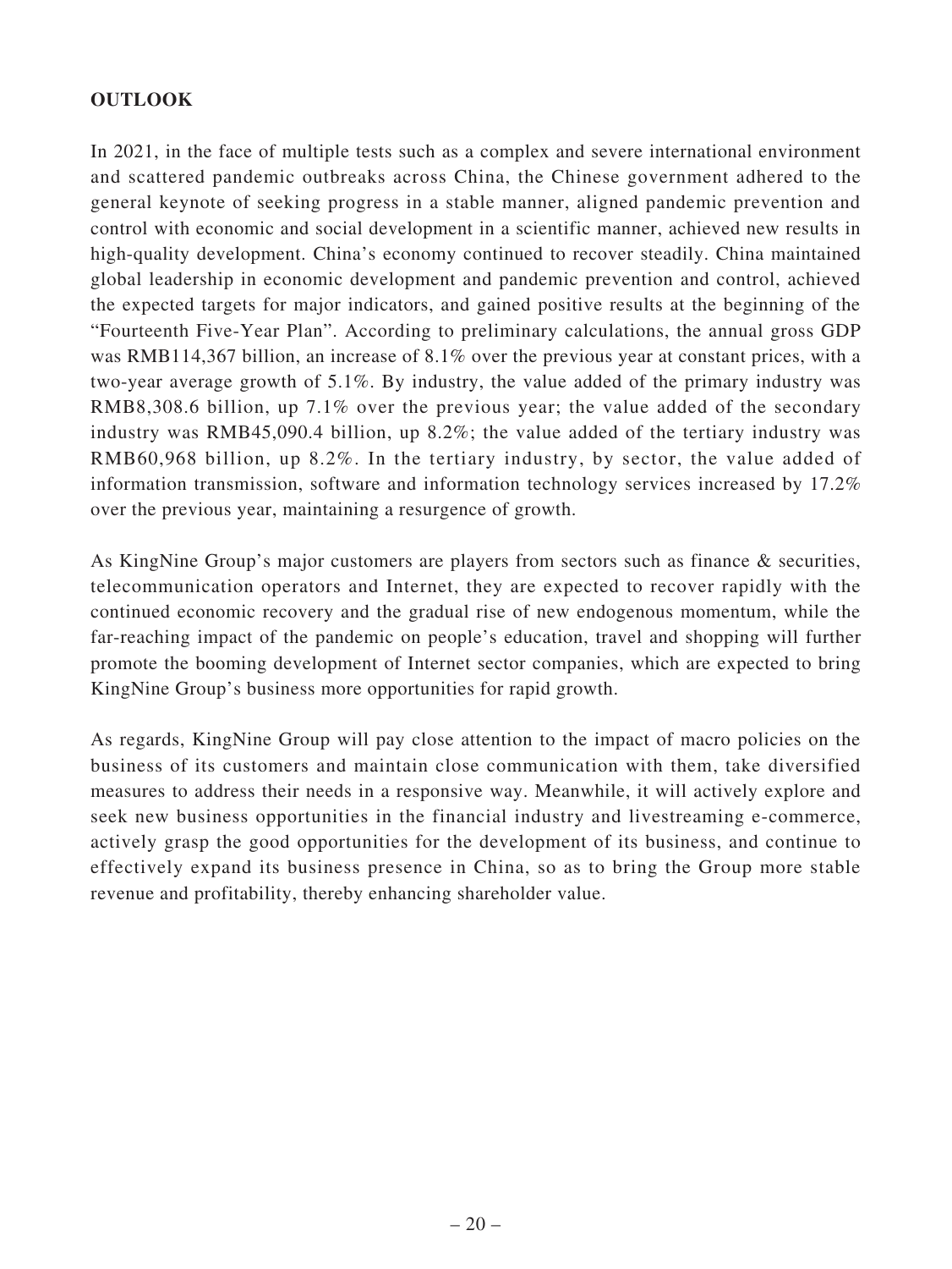## OUTLOOK

In 2021, in the face of multiple tests such as a complex and severe international environment and scattered pandemic outbreaks across China, the Chinese government adhered to the general keynote of seeking progress in a stable manner, aligned pandemic prevention and control with economic and social development in a scientific manner, achieved new results in high-quality development. China's economy continued to recover steadily. China maintained global leadership in economic development and pandemic prevention and control, achieved the expected targets for major indicators, and gained positive results at the beginning of the "Fourteenth Five-Year Plan". According to preliminary calculations, the annual gross GDP was RMB114,367 billion, an increase of 8.1% over the previous year at constant prices, with a two-year average growth of 5.1%. By industry, the value added of the primary industry was RMB8,308.6 billion, up 7.1% over the previous year; the value added of the secondary industry was RMB45,090.4 billion, up 8.2%; the value added of the tertiary industry was RMB60,968 billion, up 8.2%. In the tertiary industry, by sector, the value added of information transmission, software and information technology services increased by 17.2% over the previous year, maintaining a resurgence of growth.

As KingNine Group's major customers are players from sectors such as finance & securities, telecommunication operators and Internet, they are expected to recover rapidly with the continued economic recovery and the gradual rise of new endogenous momentum, while the far-reaching impact of the pandemic on people's education, travel and shopping will further promote the booming development of Internet sector companies, which are expected to bring KingNine Group's business more opportunities for rapid growth.

As regards, KingNine Group will pay close attention to the impact of macro policies on the business of its customers and maintain close communication with them, take diversified measures to address their needs in a responsive way. Meanwhile, it will actively explore and seek new business opportunities in the financial industry and livestreaming e-commerce, actively grasp the good opportunities for the development of its business, and continue to effectively expand its business presence in China, so as to bring the Group more stable revenue and profitability, thereby enhancing shareholder value.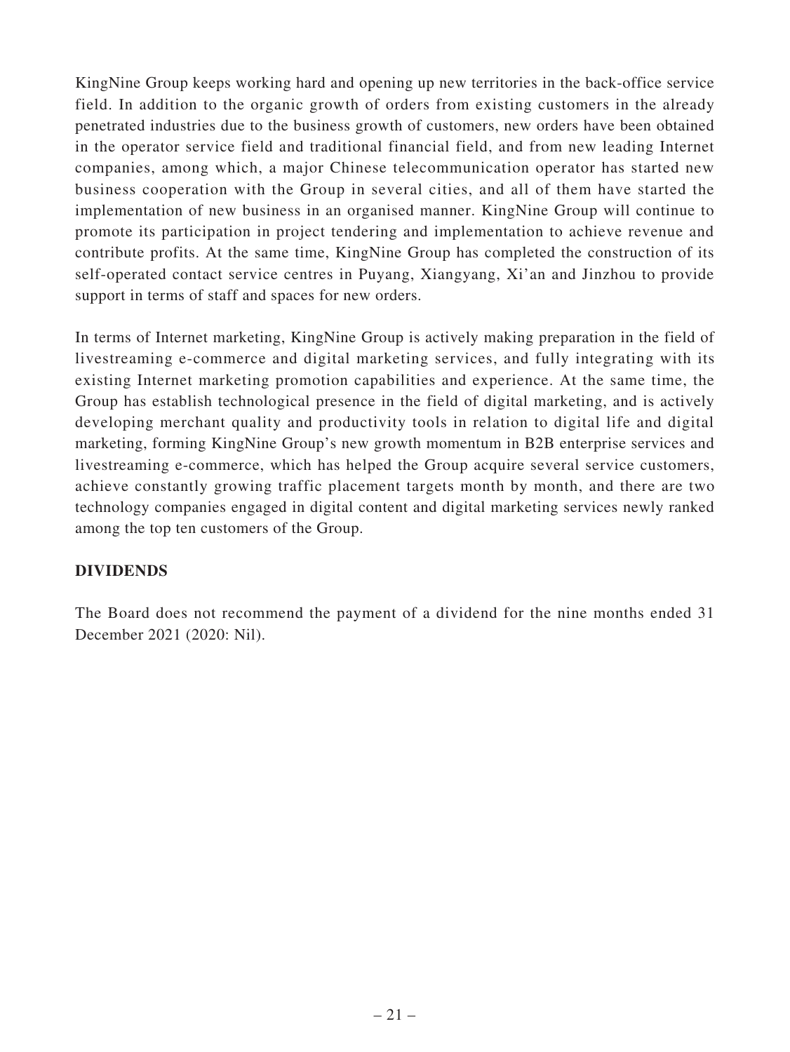KingNine Group keeps working hard and opening up new territories in the back-office service field. In addition to the organic growth of orders from existing customers in the already penetrated industries due to the business growth of customers, new orders have been obtained in the operator service field and traditional financial field, and from new leading Internet companies, among which, a major Chinese telecommunication operator has started new business cooperation with the Group in several cities, and all of them have started the implementation of new business in an organised manner. KingNine Group will continue to promote its participation in project tendering and implementation to achieve revenue and contribute profits. At the same time, KingNine Group has completed the construction of its self-operated contact service centres in Puyang, Xiangyang, Xi'an and Jinzhou to provide support in terms of staff and spaces for new orders.

In terms of Internet marketing, KingNine Group is actively making preparation in the field of livestreaming e-commerce and digital marketing services, and fully integrating with its existing Internet marketing promotion capabilities and experience. At the same time, the Group has establish technological presence in the field of digital marketing, and is actively developing merchant quality and productivity tools in relation to digital life and digital marketing, forming KingNine Group's new growth momentum in B2B enterprise services and livestreaming e-commerce, which has helped the Group acquire several service customers, achieve constantly growing traffic placement targets month by month, and there are two technology companies engaged in digital content and digital marketing services newly ranked among the top ten customers of the Group.

## DIVIDENDS

The Board does not recommend the payment of a dividend for the nine months ended 31 December 2021 (2020: Nil).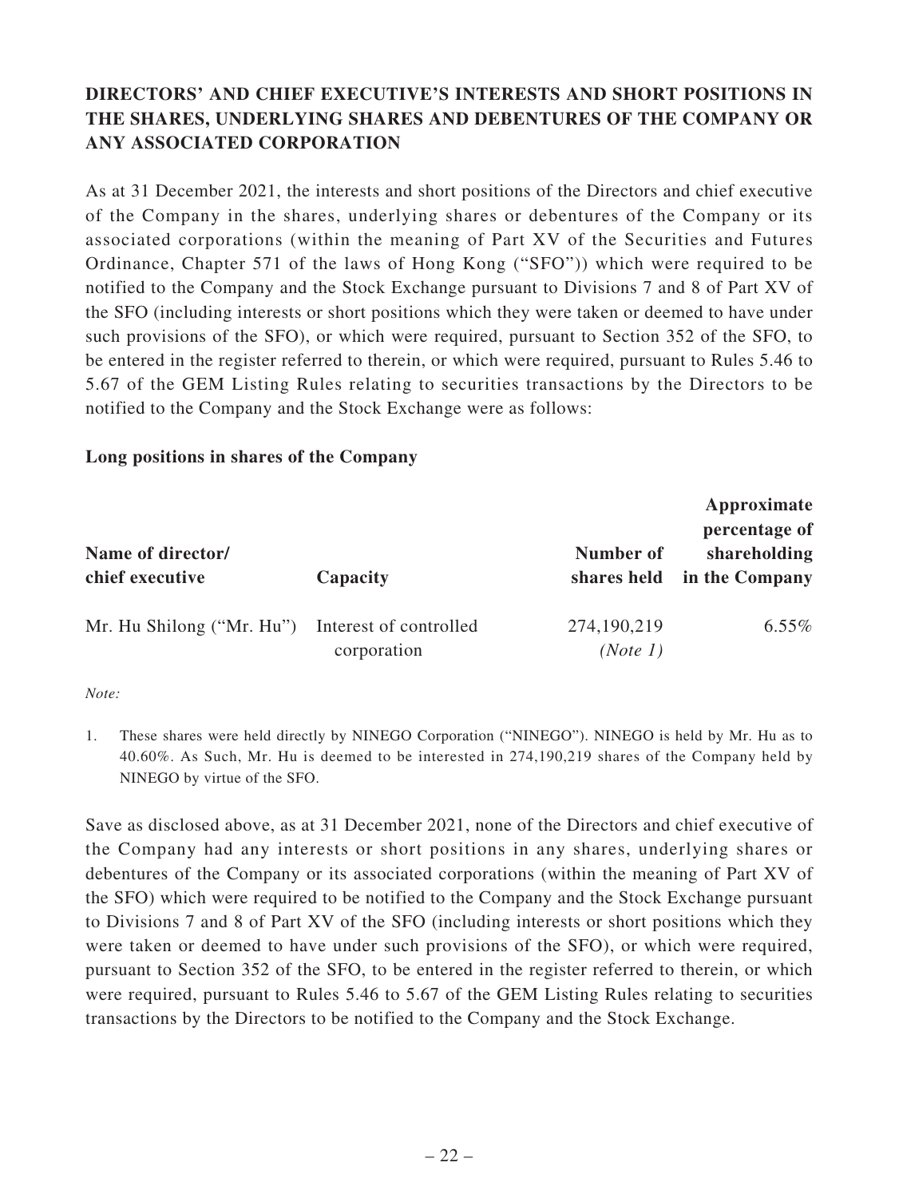## DIRECTORS' AND CHIEF EXECUTIVE'S INTERESTS AND SHORT POSITIONS IN THE SHARES, UNDERLYING SHARES AND DEBENTURES OF THE COMPANY OR ANY ASSOCIATED CORPORATION

As at 31 December 2021, the interests and short positions of the Directors and chief executive of the Company in the shares, underlying shares or debentures of the Company or its associated corporations (within the meaning of Part XV of the Securities and Futures Ordinance, Chapter 571 of the laws of Hong Kong ("SFO")) which were required to be notified to the Company and the Stock Exchange pursuant to Divisions 7 and 8 of Part XV of the SFO (including interests or short positions which they were taken or deemed to have under such provisions of the SFO), or which were required, pursuant to Section 352 of the SFO, to be entered in the register referred to therein, or which were required, pursuant to Rules 5.46 to 5.67 of the GEM Listing Rules relating to securities transactions by the Directors to be notified to the Company and the Stock Exchange were as follows:

### Long positions in shares of the Company

| Name of director/ chief executive | Capacity | Number of shares held | Approximate percentage of shareholding in the Company |
|---|---|---|---|
| Mr. Hu Shilong ("Mr. Hu") | Interest of controlled corporation | 274,190,219 *(Note 1)* | 6.55% |

*Note:*

1. These shares were held directly by NINEGO Corporation ("NINEGO"). NINEGO is held by Mr. Hu as to 40.60%. As Such, Mr. Hu is deemed to be interested in 274,190,219 shares of the Company held by NINEGO by virtue of the SFO.

Save as disclosed above, as at 31 December 2021, none of the Directors and chief executive of the Company had any interests or short positions in any shares, underlying shares or debentures of the Company or its associated corporations (within the meaning of Part XV of the SFO) which were required to be notified to the Company and the Stock Exchange pursuant to Divisions 7 and 8 of Part XV of the SFO (including interests or short positions which they were taken or deemed to have under such provisions of the SFO), or which were required, pursuant to Section 352 of the SFO, to be entered in the register referred to therein, or which were required, pursuant to Rules 5.46 to 5.67 of the GEM Listing Rules relating to securities transactions by the Directors to be notified to the Company and the Stock Exchange.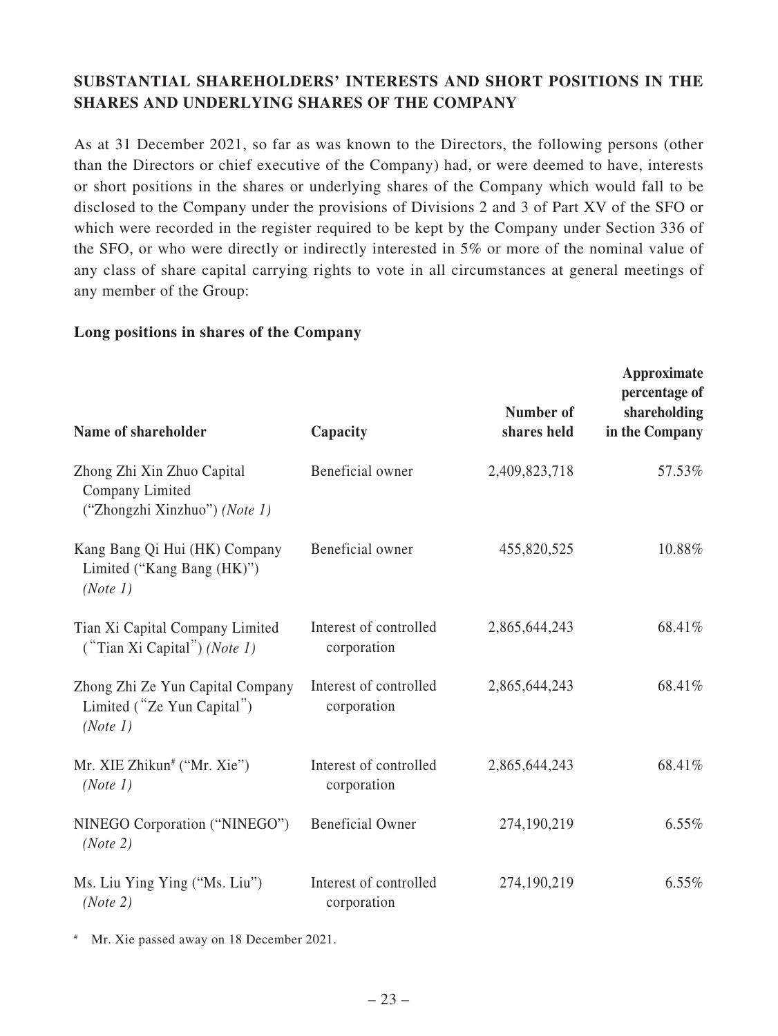## SUBSTANTIAL SHAREHOLDERS' INTERESTS AND SHORT POSITIONS IN THE SHARES AND UNDERLYING SHARES OF THE COMPANY

As at 31 December 2021, so far as was known to the Directors, the following persons (other than the Directors or chief executive of the Company) had, or were deemed to have, interests or short positions in the shares or underlying shares of the Company which would fall to be disclosed to the Company under the provisions of Divisions 2 and 3 of Part XV of the SFO or which were recorded in the register required to be kept by the Company under Section 336 of the SFO, or who were directly or indirectly interested in 5% or more of the nominal value of any class of share capital carrying rights to vote in all circumstances at general meetings of any member of the Group:

### Long positions in shares of the Company

| Name of shareholder | Capacity | Number of shares held | Approximate percentage of shareholding in the Company |
|---|---|---|---|
| Zhong Zhi Xin Zhuo Capital Company Limited ("Zhongzhi Xinzhuo") *(Note 1)* | Beneficial owner | 2,409,823,718 | 57.53% |
| Kang Bang Qi Hui (HK) Company Limited ("Kang Bang (HK)") *(Note 1)* | Beneficial owner | 455,820,525 | 10.88% |
| Tian Xi Capital Company Limited ("Tian Xi Capital") *(Note 1)* | Interest of controlled corporation | 2,865,644,243 | 68.41% |
| Zhong Zhi Ze Yun Capital Company Limited ("Ze Yun Capital") *(Note 1)* | Interest of controlled corporation | 2,865,644,243 | 68.41% |
| Mr. XIE Zhikun# ("Mr. Xie") *(Note 1)* | Interest of controlled corporation | 2,865,644,243 | 68.41% |
| NINEGO Corporation ("NINEGO") *(Note 2)* | Beneficial Owner | 274,190,219 | 6.55% |
| Ms. Liu Ying Ying ("Ms. Liu") *(Note 2)* | Interest of controlled corporation | 274,190,219 | 6.55% |

# Mr. Xie passed away on 18 December 2021.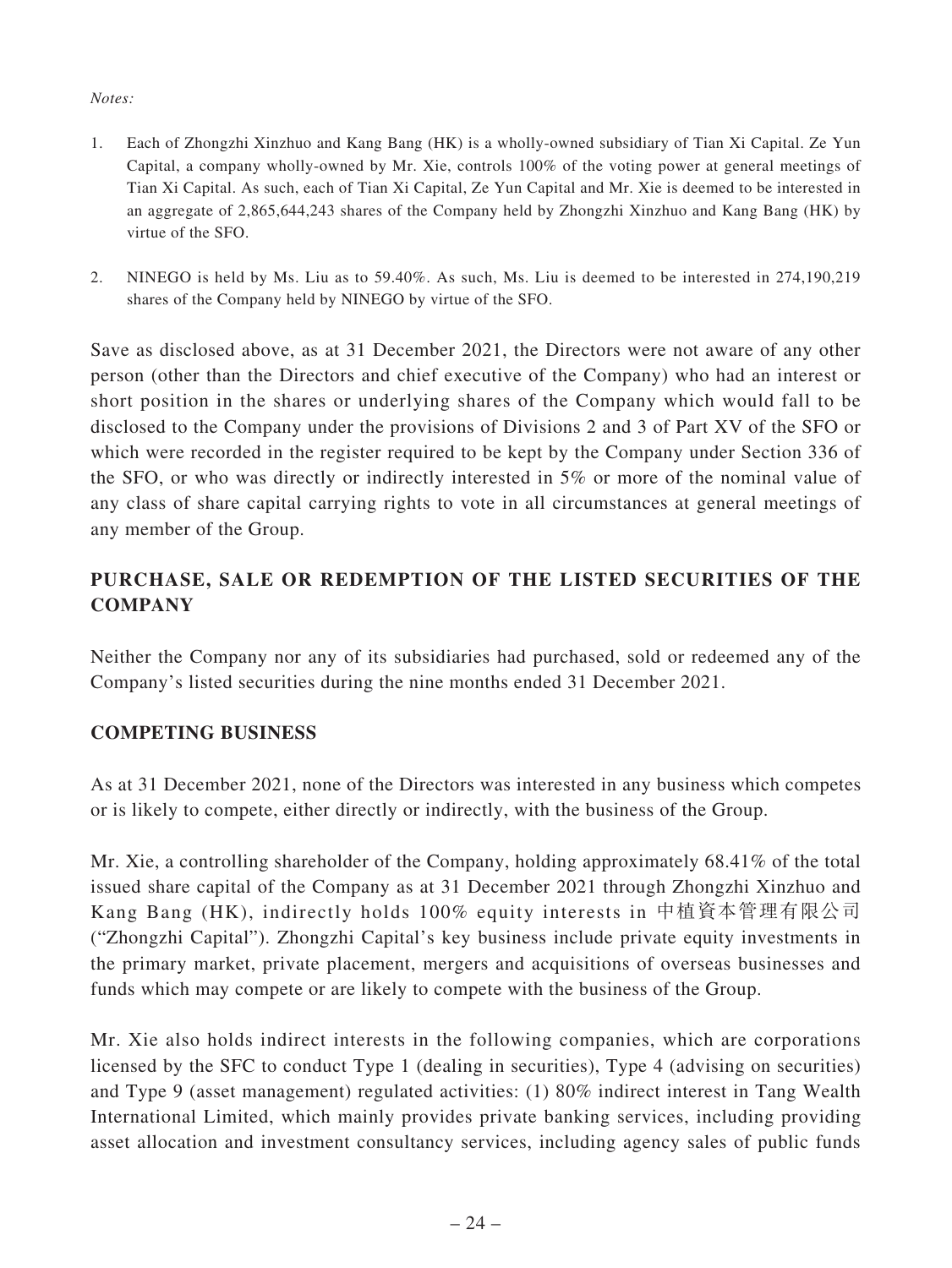*Notes:*

1. Each of Zhongzhi Xinzhuo and Kang Bang (HK) is a wholly-owned subsidiary of Tian Xi Capital. Ze Yun Capital, a company wholly-owned by Mr. Xie, controls 100% of the voting power at general meetings of Tian Xi Capital. As such, each of Tian Xi Capital, Ze Yun Capital and Mr. Xie is deemed to be interested in an aggregate of 2,865,644,243 shares of the Company held by Zhongzhi Xinzhuo and Kang Bang (HK) by virtue of the SFO.

2. NINEGO is held by Ms. Liu as to 59.40%. As such, Ms. Liu is deemed to be interested in 274,190,219 shares of the Company held by NINEGO by virtue of the SFO.

Save as disclosed above, as at 31 December 2021, the Directors were not aware of any other person (other than the Directors and chief executive of the Company) who had an interest or short position in the shares or underlying shares of the Company which would fall to be disclosed to the Company under the provisions of Divisions 2 and 3 of Part XV of the SFO or which were recorded in the register required to be kept by the Company under Section 336 of the SFO, or who was directly or indirectly interested in 5% or more of the nominal value of any class of share capital carrying rights to vote in all circumstances at general meetings of any member of the Group.

## PURCHASE, SALE OR REDEMPTION OF THE LISTED SECURITIES OF THE COMPANY

Neither the Company nor any of its subsidiaries had purchased, sold or redeemed any of the Company's listed securities during the nine months ended 31 December 2021.

## COMPETING BUSINESS

As at 31 December 2021, none of the Directors was interested in any business which competes or is likely to compete, either directly or indirectly, with the business of the Group.

Mr. Xie, a controlling shareholder of the Company, holding approximately 68.41% of the total issued share capital of the Company as at 31 December 2021 through Zhongzhi Xinzhuo and Kang Bang (HK), indirectly holds 100% equity interests in 中植資本管理有限公司 ("Zhongzhi Capital"). Zhongzhi Capital's key business include private equity investments in the primary market, private placement, mergers and acquisitions of overseas businesses and funds which may compete or are likely to compete with the business of the Group.

Mr. Xie also holds indirect interests in the following companies, which are corporations licensed by the SFC to conduct Type 1 (dealing in securities), Type 4 (advising on securities) and Type 9 (asset management) regulated activities: (1) 80% indirect interest in Tang Wealth International Limited, which mainly provides private banking services, including providing asset allocation and investment consultancy services, including agency sales of public funds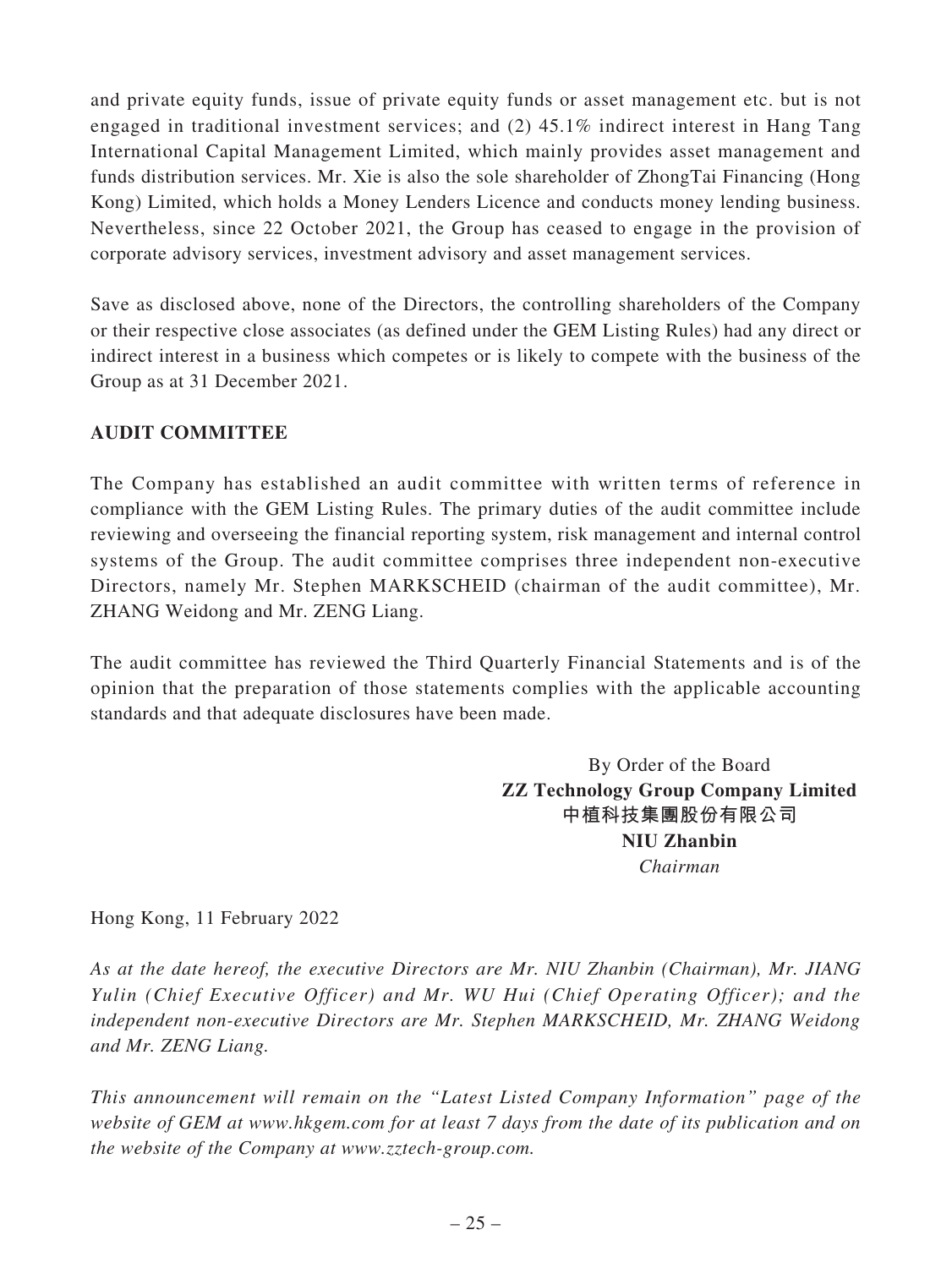and private equity funds, issue of private equity funds or asset management etc. but is not engaged in traditional investment services; and (2) 45.1% indirect interest in Hang Tang International Capital Management Limited, which mainly provides asset management and funds distribution services. Mr. Xie is also the sole shareholder of ZhongTai Financing (Hong Kong) Limited, which holds a Money Lenders Licence and conducts money lending business. Nevertheless, since 22 October 2021, the Group has ceased to engage in the provision of corporate advisory services, investment advisory and asset management services.

Save as disclosed above, none of the Directors, the controlling shareholders of the Company or their respective close associates (as defined under the GEM Listing Rules) had any direct or indirect interest in a business which competes or is likely to compete with the business of the Group as at 31 December 2021.

## AUDIT COMMITTEE

The Company has established an audit committee with written terms of reference in compliance with the GEM Listing Rules. The primary duties of the audit committee include reviewing and overseeing the financial reporting system, risk management and internal control systems of the Group. The audit committee comprises three independent non-executive Directors, namely Mr. Stephen MARKSCHEID (chairman of the audit committee), Mr. ZHANG Weidong and Mr. ZENG Liang.

The audit committee has reviewed the Third Quarterly Financial Statements and is of the opinion that the preparation of those statements complies with the applicable accounting standards and that adequate disclosures have been made.

By Order of the Board
**ZZ Technology Group Company Limited**
**中植科技集團股份有限公司**
**NIU Zhanbin**
*Chairman*

Hong Kong, 11 February 2022

*As at the date hereof, the executive Directors are Mr. NIU Zhanbin (Chairman), Mr. JIANG Yulin (Chief Executive Officer) and Mr. WU Hui (Chief Operating Officer); and the independent non-executive Directors are Mr. Stephen MARKSCHEID, Mr. ZHANG Weidong and Mr. ZENG Liang.*

*This announcement will remain on the "Latest Listed Company Information" page of the website of GEM at www.hkgem.com for at least 7 days from the date of its publication and on the website of the Company at www.zztech-group.com.*